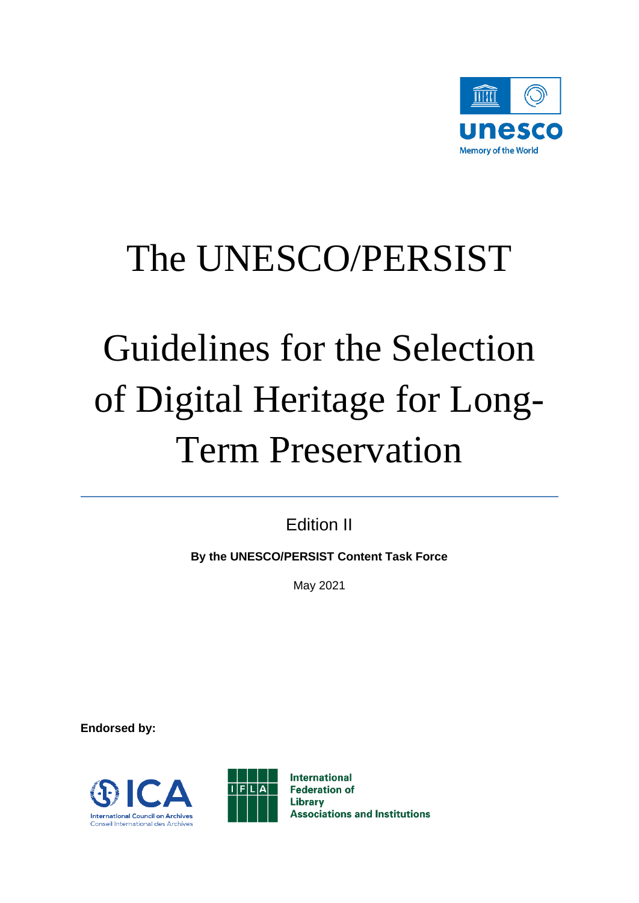unesco

Memory of the World

# The UNESCO/PERSIST

# Guidelines for the Selection of Digital Heritage for Long-Term Preservation

---

Edition II

**By the UNESCO/PERSIST Content Task Force**

May 2021

**Endorsed by:**

ICA

International Council on Archives
Conseil International des Archives

IFLA

International Federation of Library Associations and Institutions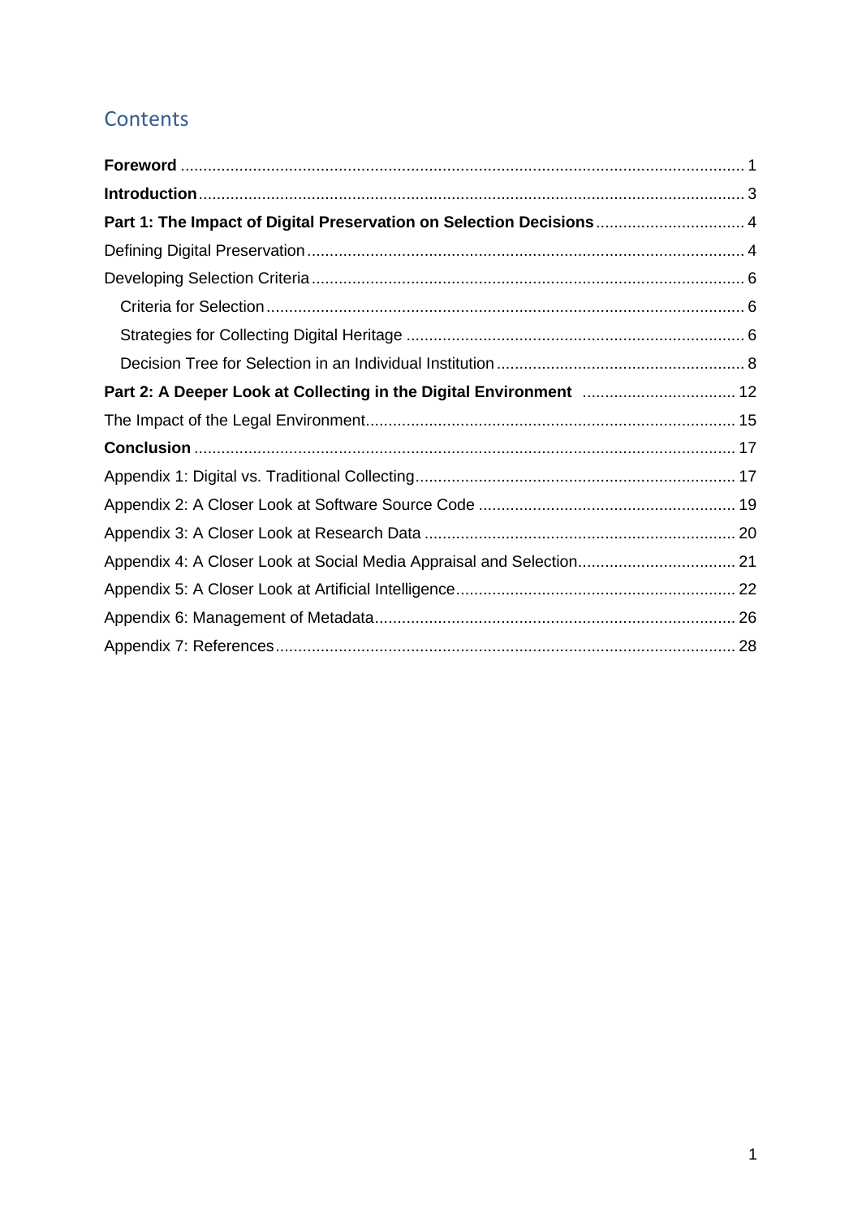# Contents

**Foreword** ........................................................................................................................ 1
**Introduction** ...................................................................................................................... 3
**Part 1: The Impact of Digital Preservation on Selection Decisions** ................................ 4
Defining Digital Preservation ............................................................................................... 4
Developing Selection Criteria .............................................................................................. 6
- Criteria for Selection ........................................................................................................ 6
- Strategies for Collecting Digital Heritage ........................................................................ 6
- Decision Tree for Selection in an Individual Institution ..................................................... 8

**Part 2: A Deeper Look at Collecting in the Digital Environment** .................................. 12
The Impact of the Legal Environment ................................................................................. 15
**Conclusion** ..................................................................................................................... 17
Appendix 1: Digital vs. Traditional Collecting ..................................................................... 17
Appendix 2: A Closer Look at Software Source Code ......................................................... 19
Appendix 3: A Closer Look at Research Data .................................................................... 20
Appendix 4: A Closer Look at Social Media Appraisal and Selection.................................. 21
Appendix 5: A Closer Look at Artificial Intelligence ............................................................. 22
Appendix 6: Management of Metadata ............................................................................... 26
Appendix 7: References ..................................................................................................... 28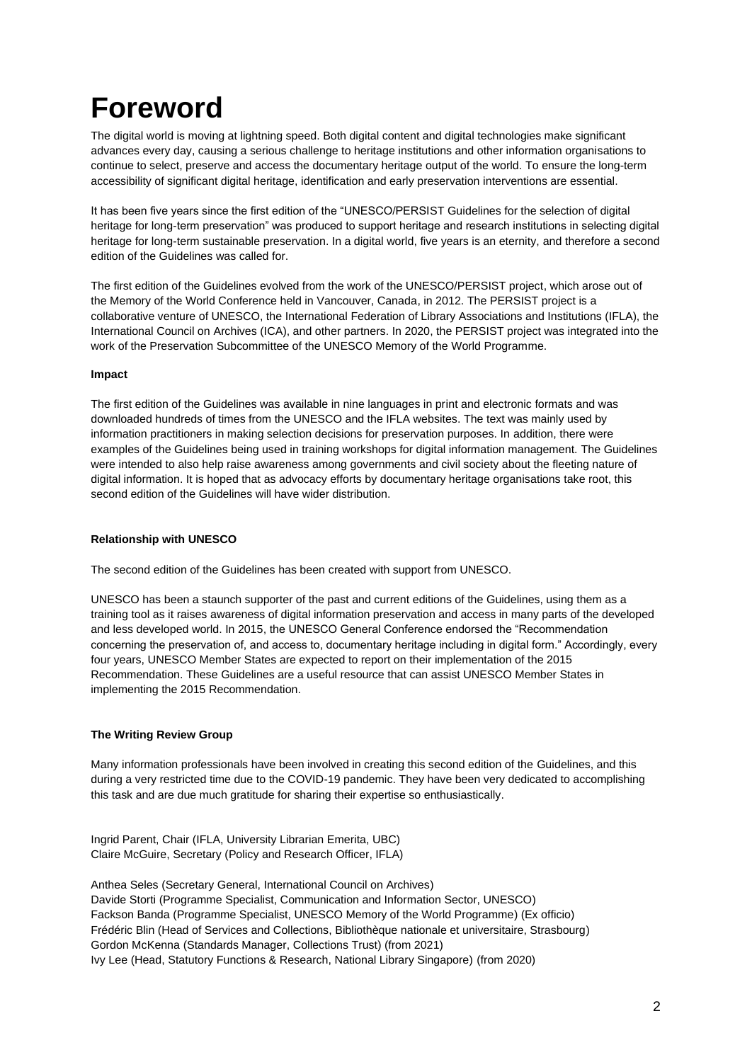# Foreword

The digital world is moving at lightning speed. Both digital content and digital technologies make significant advances every day, causing a serious challenge to heritage institutions and other information organisations to continue to select, preserve and access the documentary heritage output of the world. To ensure the long-term accessibility of significant digital heritage, identification and early preservation interventions are essential.

It has been five years since the first edition of the "UNESCO/PERSIST Guidelines for the selection of digital heritage for long-term preservation" was produced to support heritage and research institutions in selecting digital heritage for long-term sustainable preservation. In a digital world, five years is an eternity, and therefore a second edition of the Guidelines was called for.

The first edition of the Guidelines evolved from the work of the UNESCO/PERSIST project, which arose out of the Memory of the World Conference held in Vancouver, Canada, in 2012. The PERSIST project is a collaborative venture of UNESCO, the International Federation of Library Associations and Institutions (IFLA), the International Council on Archives (ICA), and other partners. In 2020, the PERSIST project was integrated into the work of the Preservation Subcommittee of the UNESCO Memory of the World Programme.

**Impact**

The first edition of the Guidelines was available in nine languages in print and electronic formats and was downloaded hundreds of times from the UNESCO and the IFLA websites. The text was mainly used by information practitioners in making selection decisions for preservation purposes. In addition, there were examples of the Guidelines being used in training workshops for digital information management. The Guidelines were intended to also help raise awareness among governments and civil society about the fleeting nature of digital information. It is hoped that as advocacy efforts by documentary heritage organisations take root, this second edition of the Guidelines will have wider distribution.

**Relationship with UNESCO**

The second edition of the Guidelines has been created with support from UNESCO.

UNESCO has been a staunch supporter of the past and current editions of the Guidelines, using them as a training tool as it raises awareness of digital information preservation and access in many parts of the developed and less developed world. In 2015, the UNESCO General Conference endorsed the "Recommendation concerning the preservation of, and access to, documentary heritage including in digital form." Accordingly, every four years, UNESCO Member States are expected to report on their implementation of the 2015 Recommendation. These Guidelines are a useful resource that can assist UNESCO Member States in implementing the 2015 Recommendation.

**The Writing Review Group**

Many information professionals have been involved in creating this second edition of the Guidelines, and this during a very restricted time due to the COVID-19 pandemic. They have been very dedicated to accomplishing this task and are due much gratitude for sharing their expertise so enthusiastically.

Ingrid Parent, Chair (IFLA, University Librarian Emerita, UBC)
Claire McGuire, Secretary (Policy and Research Officer, IFLA)

Anthea Seles (Secretary General, International Council on Archives)
Davide Storti (Programme Specialist, Communication and Information Sector, UNESCO)
Fackson Banda (Programme Specialist, UNESCO Memory of the World Programme) (Ex officio)
Frédéric Blin (Head of Services and Collections, Bibliothèque nationale et universitaire, Strasbourg)
Gordon McKenna (Standards Manager, Collections Trust) (from 2021)
Ivy Lee (Head, Statutory Functions & Research, National Library Singapore) (from 2020)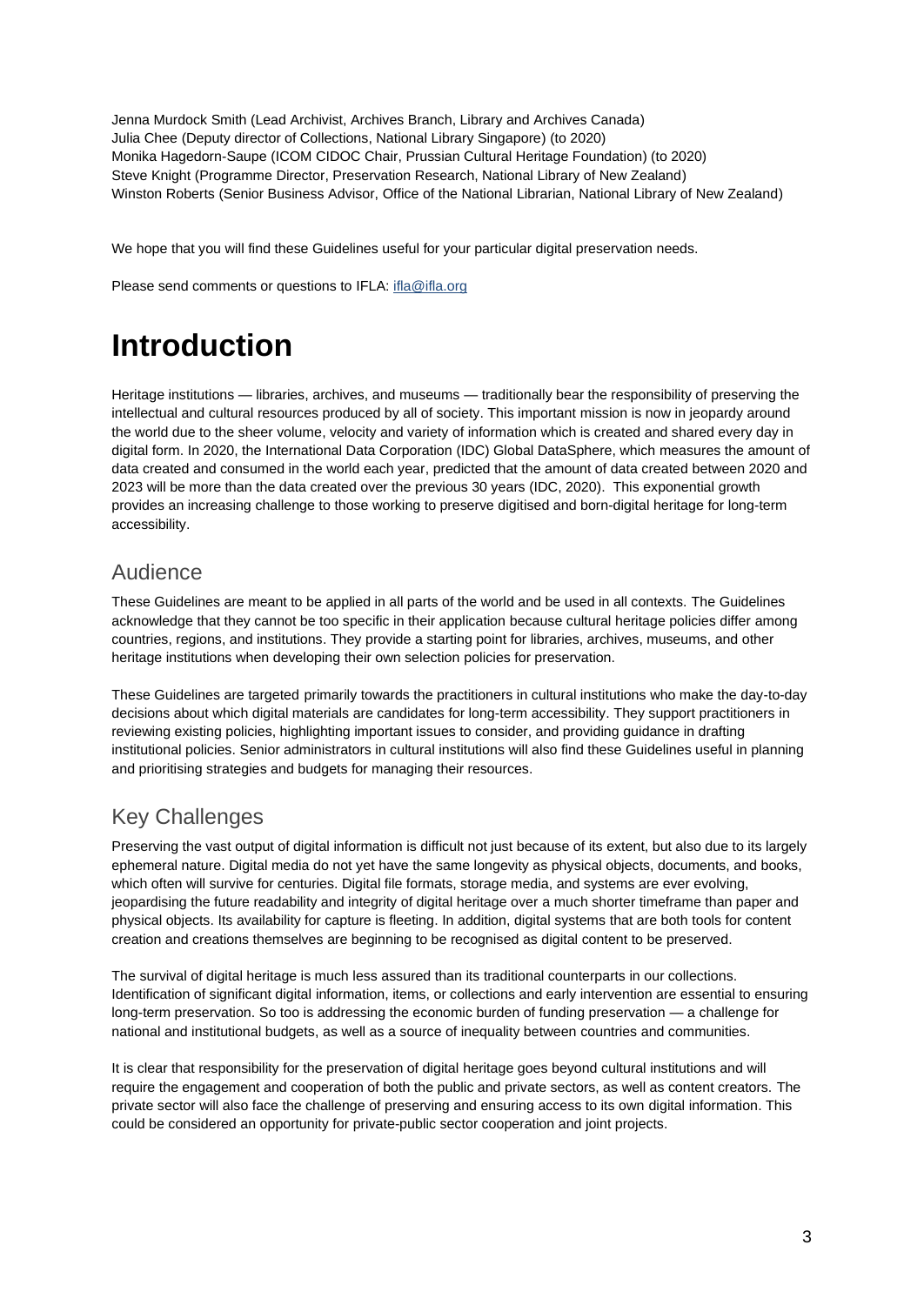Jenna Murdock Smith (Lead Archivist, Archives Branch, Library and Archives Canada)
Julia Chee (Deputy director of Collections, National Library Singapore) (to 2020)
Monika Hagedorn-Saupe (ICOM CIDOC Chair, Prussian Cultural Heritage Foundation) (to 2020)
Steve Knight (Programme Director, Preservation Research, National Library of New Zealand)
Winston Roberts (Senior Business Advisor, Office of the National Librarian, National Library of New Zealand)

We hope that you will find these Guidelines useful for your particular digital preservation needs.

Please send comments or questions to IFLA: ifla@ifla.org

# Introduction

Heritage institutions — libraries, archives, and museums — traditionally bear the responsibility of preserving the intellectual and cultural resources produced by all of society. This important mission is now in jeopardy around the world due to the sheer volume, velocity and variety of information which is created and shared every day in digital form. In 2020, the International Data Corporation (IDC) Global DataSphere, which measures the amount of data created and consumed in the world each year, predicted that the amount of data created between 2020 and 2023 will be more than the data created over the previous 30 years (IDC, 2020). This exponential growth provides an increasing challenge to those working to preserve digitised and born-digital heritage for long-term accessibility.

## Audience

These Guidelines are meant to be applied in all parts of the world and be used in all contexts. The Guidelines acknowledge that they cannot be too specific in their application because cultural heritage policies differ among countries, regions, and institutions. They provide a starting point for libraries, archives, museums, and other heritage institutions when developing their own selection policies for preservation.

These Guidelines are targeted primarily towards the practitioners in cultural institutions who make the day-to-day decisions about which digital materials are candidates for long-term accessibility. They support practitioners in reviewing existing policies, highlighting important issues to consider, and providing guidance in drafting institutional policies. Senior administrators in cultural institutions will also find these Guidelines useful in planning and prioritising strategies and budgets for managing their resources.

## Key Challenges

Preserving the vast output of digital information is difficult not just because of its extent, but also due to its largely ephemeral nature. Digital media do not yet have the same longevity as physical objects, documents, and books, which often will survive for centuries. Digital file formats, storage media, and systems are ever evolving, jeopardising the future readability and integrity of digital heritage over a much shorter timeframe than paper and physical objects. Its availability for capture is fleeting. In addition, digital systems that are both tools for content creation and creations themselves are beginning to be recognised as digital content to be preserved.

The survival of digital heritage is much less assured than its traditional counterparts in our collections. Identification of significant digital information, items, or collections and early intervention are essential to ensuring long-term preservation. So too is addressing the economic burden of funding preservation — a challenge for national and institutional budgets, as well as a source of inequality between countries and communities.

It is clear that responsibility for the preservation of digital heritage goes beyond cultural institutions and will require the engagement and cooperation of both the public and private sectors, as well as content creators. The private sector will also face the challenge of preserving and ensuring access to its own digital information. This could be considered an opportunity for private-public sector cooperation and joint projects.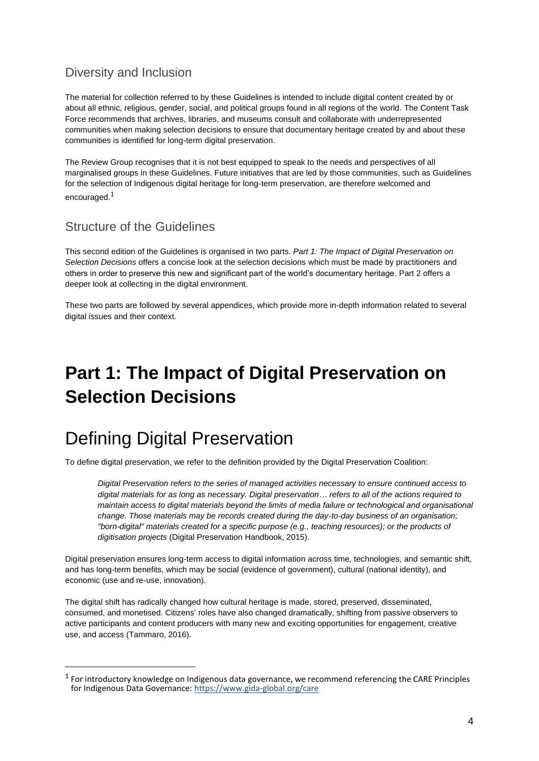## Diversity and Inclusion

The material for collection referred to by these Guidelines is intended to include digital content created by or about all ethnic, religious, gender, social, and political groups found in all regions of the world. The Content Task Force recommends that archives, libraries, and museums consult and collaborate with underrepresented communities when making selection decisions to ensure that documentary heritage created by and about these communities is identified for long-term digital preservation.

The Review Group recognises that it is not best equipped to speak to the needs and perspectives of all marginalised groups in these Guidelines. Future initiatives that are led by those communities, such as Guidelines for the selection of Indigenous digital heritage for long-term preservation, are therefore welcomed and encouraged.[1]

## Structure of the Guidelines

This second edition of the Guidelines is organised in two parts. *Part 1: The Impact of Digital Preservation on Selection Decisions* offers a concise look at the selection decisions which must be made by practitioners and others in order to preserve this new and significant part of the world's documentary heritage. Part 2 offers a deeper look at collecting in the digital environment.

These two parts are followed by several appendices, which provide more in-depth information related to several digital issues and their context.

# Part 1: The Impact of Digital Preservation on Selection Decisions

# Defining Digital Preservation

To define digital preservation, we refer to the definition provided by the Digital Preservation Coalition:

> *Digital Preservation refers to the series of managed activities necessary to ensure continued access to digital materials for as long as necessary. Digital preservation… refers to all of the actions required to maintain access to digital materials beyond the limits of media failure or technological and organisational change. Those materials may be records created during the day-to-day business of an organisation; "born-digital" materials created for a specific purpose (e.g., teaching resources); or the products of digitisation projects* (Digital Preservation Handbook, 2015).

Digital preservation ensures long-term access to digital information across time, technologies, and semantic shift, and has long-term benefits, which may be social (evidence of government), cultural (national identity), and economic (use and re-use, innovation).

The digital shift has radically changed how cultural heritage is made, stored, preserved, disseminated, consumed, and monetised. Citizens' roles have also changed dramatically, shifting from passive observers to active participants and content producers with many new and exciting opportunities for engagement, creative use, and access (Tammaro, 2016).

---

[1] For introductory knowledge on Indigenous data governance, we recommend referencing the CARE Principles for Indigenous Data Governance: https://www.gida-global.org/care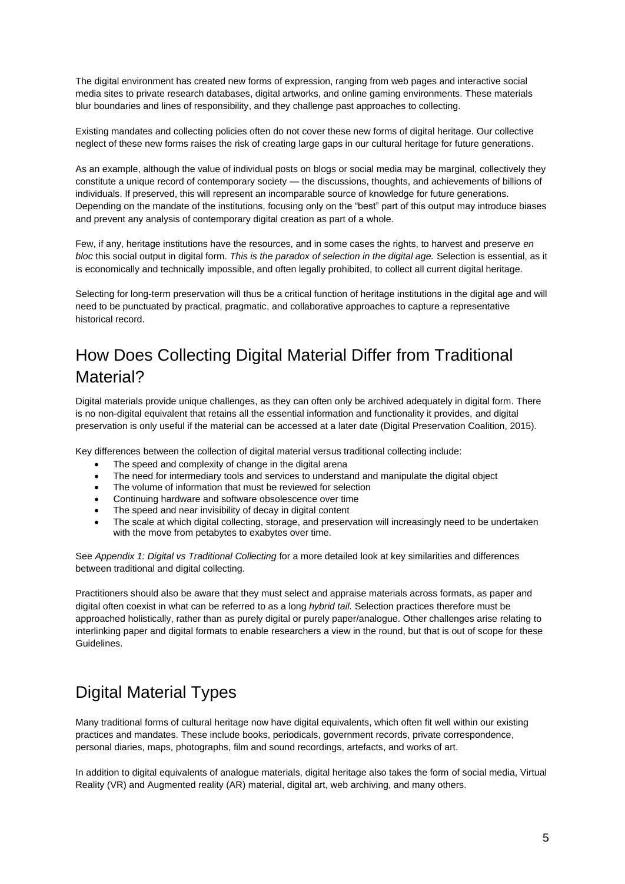The digital environment has created new forms of expression, ranging from web pages and interactive social media sites to private research databases, digital artworks, and online gaming environments. These materials blur boundaries and lines of responsibility, and they challenge past approaches to collecting.

Existing mandates and collecting policies often do not cover these new forms of digital heritage. Our collective neglect of these new forms raises the risk of creating large gaps in our cultural heritage for future generations.

As an example, although the value of individual posts on blogs or social media may be marginal, collectively they constitute a unique record of contemporary society — the discussions, thoughts, and achievements of billions of individuals. If preserved, this will represent an incomparable source of knowledge for future generations. Depending on the mandate of the institutions, focusing only on the "best" part of this output may introduce biases and prevent any analysis of contemporary digital creation as part of a whole.

Few, if any, heritage institutions have the resources, and in some cases the rights, to harvest and preserve *en bloc* this social output in digital form. *This is the paradox of selection in the digital age.* Selection is essential, as it is economically and technically impossible, and often legally prohibited, to collect all current digital heritage.

Selecting for long-term preservation will thus be a critical function of heritage institutions in the digital age and will need to be punctuated by practical, pragmatic, and collaborative approaches to capture a representative historical record.

## How Does Collecting Digital Material Differ from Traditional Material?

Digital materials provide unique challenges, as they can often only be archived adequately in digital form. There is no non-digital equivalent that retains all the essential information and functionality it provides, and digital preservation is only useful if the material can be accessed at a later date (Digital Preservation Coalition, 2015).

Key differences between the collection of digital material versus traditional collecting include:

- The speed and complexity of change in the digital arena
- The need for intermediary tools and services to understand and manipulate the digital object
- The volume of information that must be reviewed for selection
- Continuing hardware and software obsolescence over time
- The speed and near invisibility of decay in digital content
- The scale at which digital collecting, storage, and preservation will increasingly need to be undertaken with the move from petabytes to exabytes over time.

See *Appendix 1: Digital vs Traditional Collecting* for a more detailed look at key similarities and differences between traditional and digital collecting.

Practitioners should also be aware that they must select and appraise materials across formats, as paper and digital often coexist in what can be referred to as a long *hybrid tail.* Selection practices therefore must be approached holistically, rather than as purely digital or purely paper/analogue. Other challenges arise relating to interlinking paper and digital formats to enable researchers a view in the round, but that is out of scope for these Guidelines.

## Digital Material Types

Many traditional forms of cultural heritage now have digital equivalents, which often fit well within our existing practices and mandates. These include books, periodicals, government records, private correspondence, personal diaries, maps, photographs, film and sound recordings, artefacts, and works of art.

In addition to digital equivalents of analogue materials, digital heritage also takes the form of social media, Virtual Reality (VR) and Augmented reality (AR) material, digital art, web archiving, and many others.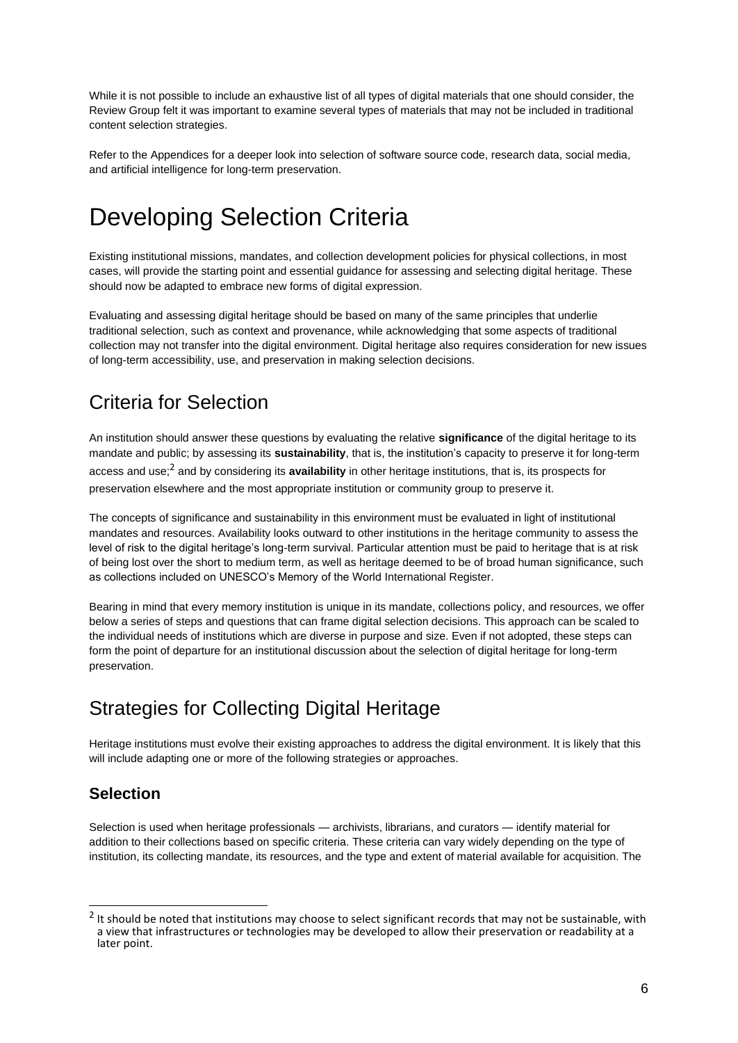While it is not possible to include an exhaustive list of all types of digital materials that one should consider, the Review Group felt it was important to examine several types of materials that may not be included in traditional content selection strategies.

Refer to the Appendices for a deeper look into selection of software source code, research data, social media, and artificial intelligence for long-term preservation.

# Developing Selection Criteria

Existing institutional missions, mandates, and collection development policies for physical collections, in most cases, will provide the starting point and essential guidance for assessing and selecting digital heritage. These should now be adapted to embrace new forms of digital expression.

Evaluating and assessing digital heritage should be based on many of the same principles that underlie traditional selection, such as context and provenance, while acknowledging that some aspects of traditional collection may not transfer into the digital environment. Digital heritage also requires consideration for new issues of long-term accessibility, use, and preservation in making selection decisions.

## Criteria for Selection

An institution should answer these questions by evaluating the relative **significance** of the digital heritage to its mandate and public; by assessing its **sustainability**, that is, the institution's capacity to preserve it for long-term access and use;[2] and by considering its **availability** in other heritage institutions, that is, its prospects for preservation elsewhere and the most appropriate institution or community group to preserve it.

The concepts of significance and sustainability in this environment must be evaluated in light of institutional mandates and resources. Availability looks outward to other institutions in the heritage community to assess the level of risk to the digital heritage's long-term survival. Particular attention must be paid to heritage that is at risk of being lost over the short to medium term, as well as heritage deemed to be of broad human significance, such as collections included on UNESCO's Memory of the World International Register.

Bearing in mind that every memory institution is unique in its mandate, collections policy, and resources, we offer below a series of steps and questions that can frame digital selection decisions. This approach can be scaled to the individual needs of institutions which are diverse in purpose and size. Even if not adopted, these steps can form the point of departure for an institutional discussion about the selection of digital heritage for long-term preservation.

## Strategies for Collecting Digital Heritage

Heritage institutions must evolve their existing approaches to address the digital environment. It is likely that this will include adapting one or more of the following strategies or approaches.

### Selection

Selection is used when heritage professionals — archivists, librarians, and curators — identify material for addition to their collections based on specific criteria. These criteria can vary widely depending on the type of institution, its collecting mandate, its resources, and the type and extent of material available for acquisition. The

[2] It should be noted that institutions may choose to select significant records that may not be sustainable, with a view that infrastructures or technologies may be developed to allow their preservation or readability at a later point.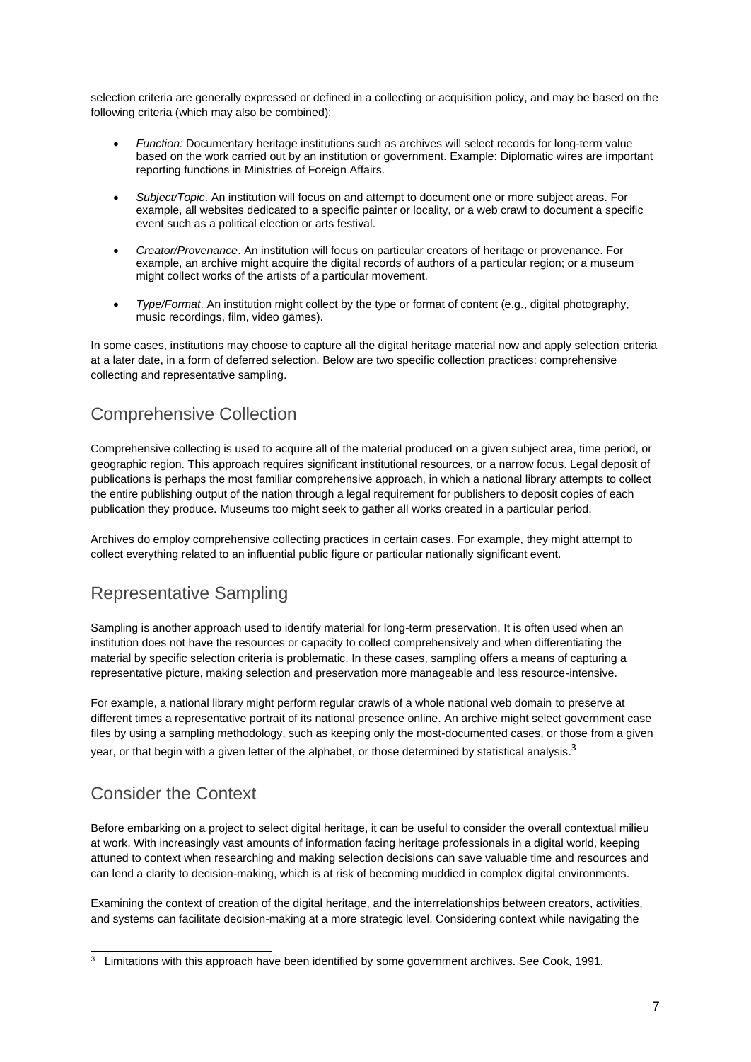selection criteria are generally expressed or defined in a collecting or acquisition policy, and may be based on the following criteria (which may also be combined):

- *Function:* Documentary heritage institutions such as archives will select records for long-term value based on the work carried out by an institution or government. Example: Diplomatic wires are important reporting functions in Ministries of Foreign Affairs.

- *Subject/Topic*. An institution will focus on and attempt to document one or more subject areas. For example, all websites dedicated to a specific painter or locality, or a web crawl to document a specific event such as a political election or arts festival.

- *Creator/Provenance*. An institution will focus on particular creators of heritage or provenance. For example, an archive might acquire the digital records of authors of a particular region; or a museum might collect works of the artists of a particular movement.

- *Type/Format*. An institution might collect by the type or format of content (e.g., digital photography, music recordings, film, video games).

In some cases, institutions may choose to capture all the digital heritage material now and apply selection criteria at a later date, in a form of deferred selection. Below are two specific collection practices: comprehensive collecting and representative sampling.

## Comprehensive Collection

Comprehensive collecting is used to acquire all of the material produced on a given subject area, time period, or geographic region. This approach requires significant institutional resources, or a narrow focus. Legal deposit of publications is perhaps the most familiar comprehensive approach, in which a national library attempts to collect the entire publishing output of the nation through a legal requirement for publishers to deposit copies of each publication they produce. Museums too might seek to gather all works created in a particular period.

Archives do employ comprehensive collecting practices in certain cases. For example, they might attempt to collect everything related to an influential public figure or particular nationally significant event.

## Representative Sampling

Sampling is another approach used to identify material for long-term preservation. It is often used when an institution does not have the resources or capacity to collect comprehensively and when differentiating the material by specific selection criteria is problematic. In these cases, sampling offers a means of capturing a representative picture, making selection and preservation more manageable and less resource-intensive.

For example, a national library might perform regular crawls of a whole national web domain to preserve at different times a representative portrait of its national presence online. An archive might select government case files by using a sampling methodology, such as keeping only the most-documented cases, or those from a given year, or that begin with a given letter of the alphabet, or those determined by statistical analysis.[3]

## Consider the Context

Before embarking on a project to select digital heritage, it can be useful to consider the overall contextual milieu at work. With increasingly vast amounts of information facing heritage professionals in a digital world, keeping attuned to context when researching and making selection decisions can save valuable time and resources and can lend a clarity to decision-making, which is at risk of becoming muddied in complex digital environments.

Examining the context of creation of the digital heritage, and the interrelationships between creators, activities, and systems can facilitate decision-making at a more strategic level. Considering context while navigating the

---

[3] Limitations with this approach have been identified by some government archives. See Cook, 1991.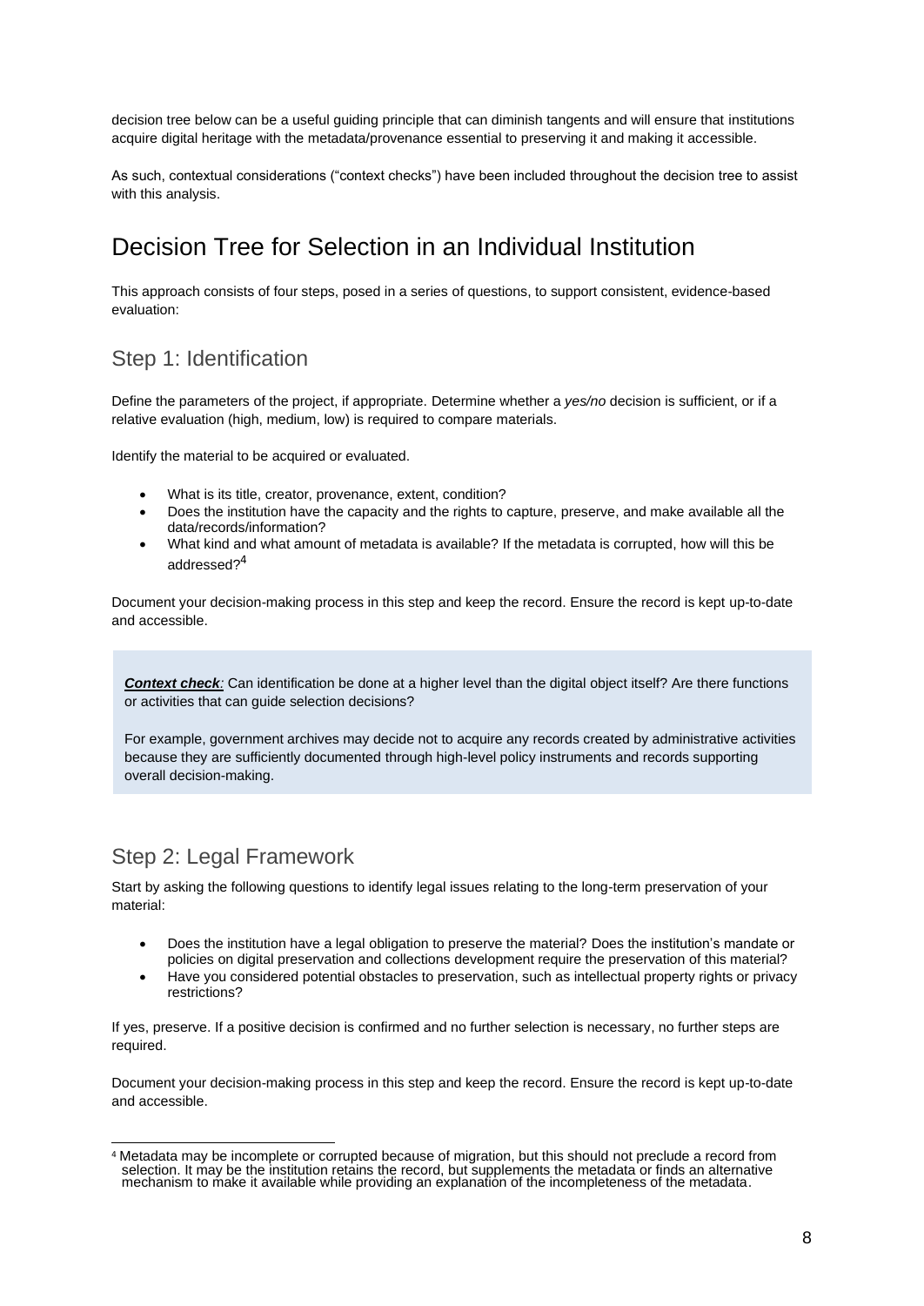decision tree below can be a useful guiding principle that can diminish tangents and will ensure that institutions acquire digital heritage with the metadata/provenance essential to preserving it and making it accessible.

As such, contextual considerations ("context checks") have been included throughout the decision tree to assist with this analysis.

## Decision Tree for Selection in an Individual Institution

This approach consists of four steps, posed in a series of questions, to support consistent, evidence-based evaluation:

### Step 1: Identification

Define the parameters of the project, if appropriate. Determine whether a *yes/no* decision is sufficient, or if a relative evaluation (high, medium, low) is required to compare materials.

Identify the material to be acquired or evaluated.

- What is its title, creator, provenance, extent, condition?
- Does the institution have the capacity and the rights to capture, preserve, and make available all the data/records/information?
- What kind and what amount of metadata is available? If the metadata is corrupted, how will this be addressed?[4]

Document your decision-making process in this step and keep the record. Ensure the record is kept up-to-date and accessible.

> ***Context check:*** Can identification be done at a higher level than the digital object itself? Are there functions or activities that can guide selection decisions?
>
> For example, government archives may decide not to acquire any records created by administrative activities because they are sufficiently documented through high-level policy instruments and records supporting overall decision-making.

### Step 2: Legal Framework

Start by asking the following questions to identify legal issues relating to the long-term preservation of your material:

- Does the institution have a legal obligation to preserve the material? Does the institution's mandate or policies on digital preservation and collections development require the preservation of this material?
- Have you considered potential obstacles to preservation, such as intellectual property rights or privacy restrictions?

If yes, preserve. If a positive decision is confirmed and no further selection is necessary, no further steps are required.

Document your decision-making process in this step and keep the record. Ensure the record is kept up-to-date and accessible.

[4] Metadata may be incomplete or corrupted because of migration, but this should not preclude a record from selection. It may be the institution retains the record, but supplements the metadata or finds an alternative mechanism to make it available while providing an explanation of the incompleteness of the metadata.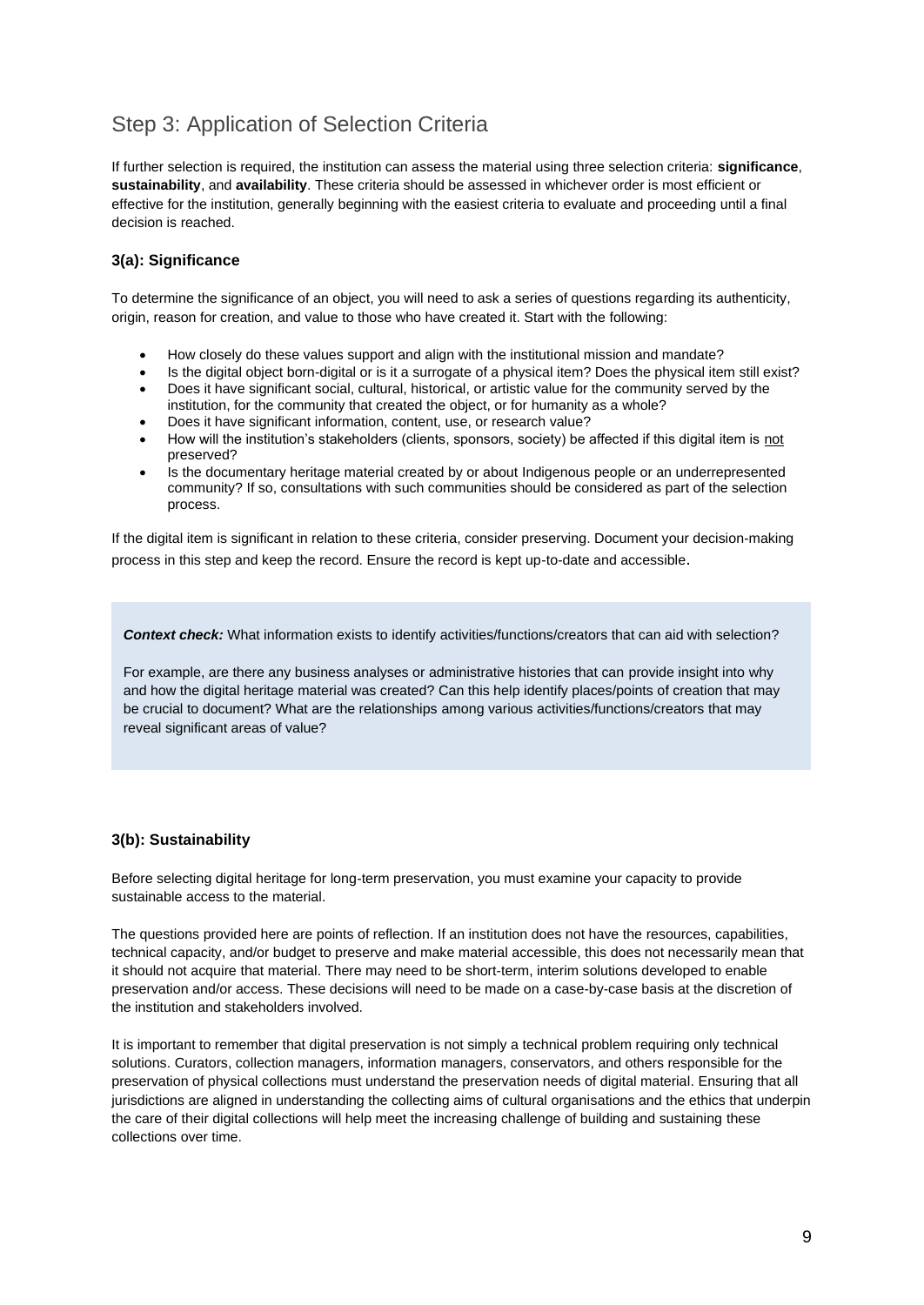## Step 3: Application of Selection Criteria

If further selection is required, the institution can assess the material using three selection criteria: **significance**, **sustainability**, and **availability**. These criteria should be assessed in whichever order is most efficient or effective for the institution, generally beginning with the easiest criteria to evaluate and proceeding until a final decision is reached.

### 3(a): Significance

To determine the significance of an object, you will need to ask a series of questions regarding its authenticity, origin, reason for creation, and value to those who have created it. Start with the following:

- How closely do these values support and align with the institutional mission and mandate?
- Is the digital object born-digital or is it a surrogate of a physical item? Does the physical item still exist?
- Does it have significant social, cultural, historical, or artistic value for the community served by the institution, for the community that created the object, or for humanity as a whole?
- Does it have significant information, content, use, or research value?
- How will the institution's stakeholders (clients, sponsors, society) be affected if this digital item is <u>not</u> preserved?
- Is the documentary heritage material created by or about Indigenous people or an underrepresented community? If so, consultations with such communities should be considered as part of the selection process.

If the digital item is significant in relation to these criteria, consider preserving. Document your decision-making process in this step and keep the record. Ensure the record is kept up-to-date and accessible.

> ***Context check:*** What information exists to identify activities/functions/creators that can aid with selection?
>
> For example, are there any business analyses or administrative histories that can provide insight into why and how the digital heritage material was created? Can this help identify places/points of creation that may be crucial to document? What are the relationships among various activities/functions/creators that may reveal significant areas of value?

### 3(b): Sustainability

Before selecting digital heritage for long-term preservation, you must examine your capacity to provide sustainable access to the material.

The questions provided here are points of reflection. If an institution does not have the resources, capabilities, technical capacity, and/or budget to preserve and make material accessible, this does not necessarily mean that it should not acquire that material. There may need to be short-term, interim solutions developed to enable preservation and/or access. These decisions will need to be made on a case-by-case basis at the discretion of the institution and stakeholders involved.

It is important to remember that digital preservation is not simply a technical problem requiring only technical solutions. Curators, collection managers, information managers, conservators, and others responsible for the preservation of physical collections must understand the preservation needs of digital material. Ensuring that all jurisdictions are aligned in understanding the collecting aims of cultural organisations and the ethics that underpin the care of their digital collections will help meet the increasing challenge of building and sustaining these collections over time.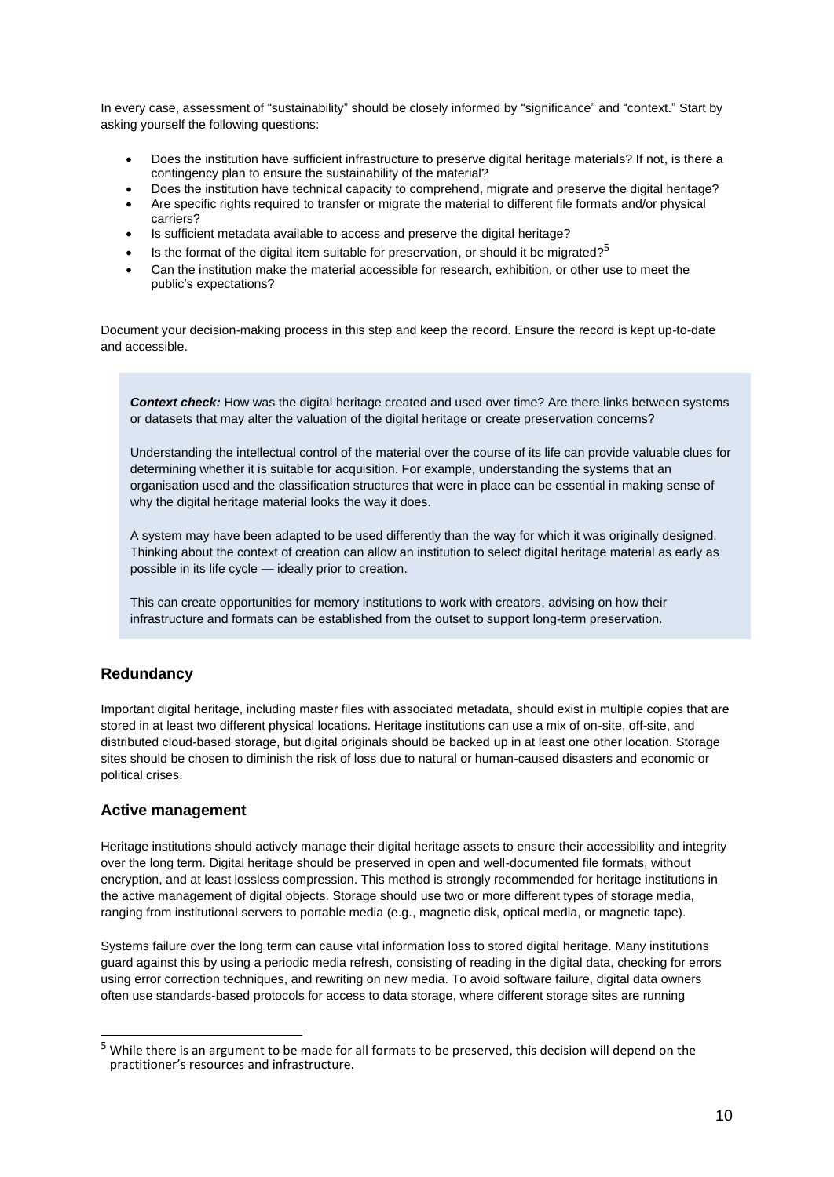In every case, assessment of "sustainability" should be closely informed by "significance" and "context." Start by asking yourself the following questions:

- Does the institution have sufficient infrastructure to preserve digital heritage materials? If not, is there a contingency plan to ensure the sustainability of the material?
- Does the institution have technical capacity to comprehend, migrate and preserve the digital heritage?
- Are specific rights required to transfer or migrate the material to different file formats and/or physical carriers?
- Is sufficient metadata available to access and preserve the digital heritage?
- Is the format of the digital item suitable for preservation, or should it be migrated?[5]
- Can the institution make the material accessible for research, exhibition, or other use to meet the public's expectations?

Document your decision-making process in this step and keep the record. Ensure the record is kept up-to-date and accessible.

> ***Context check:*** How was the digital heritage created and used over time? Are there links between systems or datasets that may alter the valuation of the digital heritage or create preservation concerns?
>
> Understanding the intellectual control of the material over the course of its life can provide valuable clues for determining whether it is suitable for acquisition. For example, understanding the systems that an organisation used and the classification structures that were in place can be essential in making sense of why the digital heritage material looks the way it does.
>
> A system may have been adapted to be used differently than the way for which it was originally designed. Thinking about the context of creation can allow an institution to select digital heritage material as early as possible in its life cycle — ideally prior to creation.
>
> This can create opportunities for memory institutions to work with creators, advising on how their infrastructure and formats can be established from the outset to support long-term preservation.

### Redundancy

Important digital heritage, including master files with associated metadata, should exist in multiple copies that are stored in at least two different physical locations. Heritage institutions can use a mix of on-site, off-site, and distributed cloud-based storage, but digital originals should be backed up in at least one other location. Storage sites should be chosen to diminish the risk of loss due to natural or human-caused disasters and economic or political crises.

### Active management

Heritage institutions should actively manage their digital heritage assets to ensure their accessibility and integrity over the long term. Digital heritage should be preserved in open and well-documented file formats, without encryption, and at least lossless compression. This method is strongly recommended for heritage institutions in the active management of digital objects. Storage should use two or more different types of storage media, ranging from institutional servers to portable media (e.g., magnetic disk, optical media, or magnetic tape).

Systems failure over the long term can cause vital information loss to stored digital heritage. Many institutions guard against this by using a periodic media refresh, consisting of reading in the digital data, checking for errors using error correction techniques, and rewriting on new media. To avoid software failure, digital data owners often use standards-based protocols for access to data storage, where different storage sites are running

---

[5] While there is an argument to be made for all formats to be preserved, this decision will depend on the practitioner's resources and infrastructure.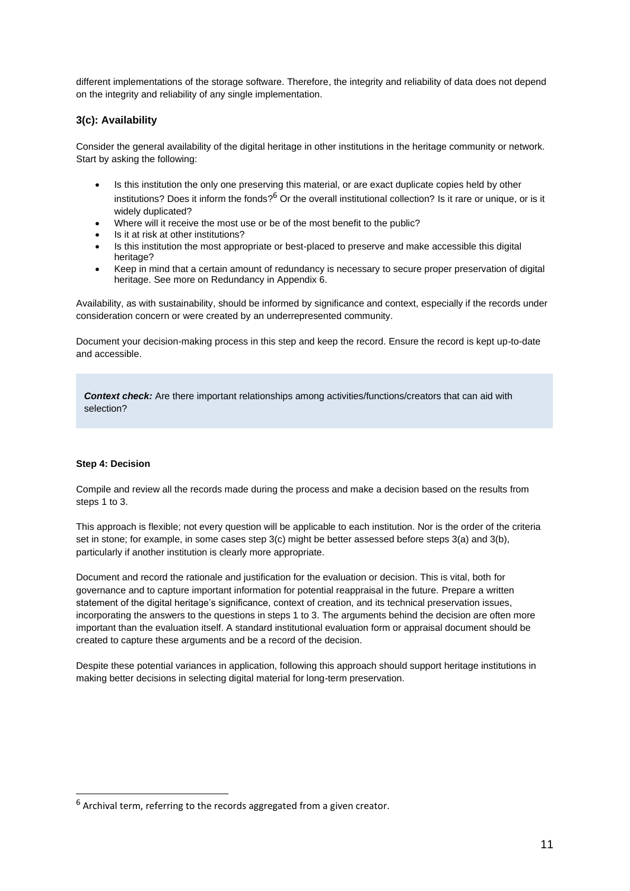different implementations of the storage software. Therefore, the integrity and reliability of data does not depend on the integrity and reliability of any single implementation.

### 3(c): Availability

Consider the general availability of the digital heritage in other institutions in the heritage community or network. Start by asking the following:

- Is this institution the only one preserving this material, or are exact duplicate copies held by other institutions? Does it inform the fonds?[6] Or the overall institutional collection? Is it rare or unique, or is it widely duplicated?
- Where will it receive the most use or be of the most benefit to the public?
- Is it at risk at other institutions?
- Is this institution the most appropriate or best-placed to preserve and make accessible this digital heritage?
- Keep in mind that a certain amount of redundancy is necessary to secure proper preservation of digital heritage. See more on Redundancy in Appendix 6.

Availability, as with sustainability, should be informed by significance and context, especially if the records under consideration concern or were created by an underrepresented community.

Document your decision-making process in this step and keep the record. Ensure the record is kept up-to-date and accessible.

> ***Context check:*** Are there important relationships among activities/functions/creators that can aid with selection?

#### Step 4: Decision

Compile and review all the records made during the process and make a decision based on the results from steps 1 to 3.

This approach is flexible; not every question will be applicable to each institution. Nor is the order of the criteria set in stone; for example, in some cases step 3(c) might be better assessed before steps 3(a) and 3(b), particularly if another institution is clearly more appropriate.

Document and record the rationale and justification for the evaluation or decision. This is vital, both for governance and to capture important information for potential reappraisal in the future. Prepare a written statement of the digital heritage's significance, context of creation, and its technical preservation issues, incorporating the answers to the questions in steps 1 to 3. The arguments behind the decision are often more important than the evaluation itself. A standard institutional evaluation form or appraisal document should be created to capture these arguments and be a record of the decision.

Despite these potential variances in application, following this approach should support heritage institutions in making better decisions in selecting digital material for long-term preservation.

---

[6] Archival term, referring to the records aggregated from a given creator.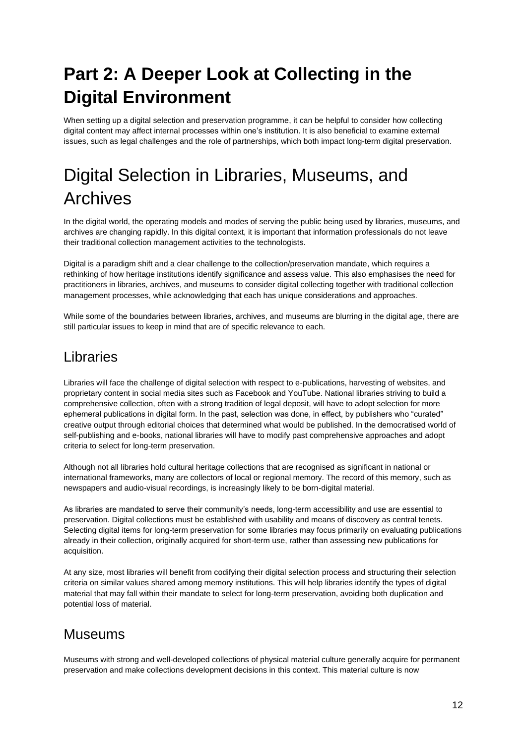# Part 2: A Deeper Look at Collecting in the Digital Environment

When setting up a digital selection and preservation programme, it can be helpful to consider how collecting digital content may affect internal processes within one's institution. It is also beneficial to examine external issues, such as legal challenges and the role of partnerships, which both impact long-term digital preservation.

# Digital Selection in Libraries, Museums, and Archives

In the digital world, the operating models and modes of serving the public being used by libraries, museums, and archives are changing rapidly. In this digital context, it is important that information professionals do not leave their traditional collection management activities to the technologists.

Digital is a paradigm shift and a clear challenge to the collection/preservation mandate, which requires a rethinking of how heritage institutions identify significance and assess value. This also emphasises the need for practitioners in libraries, archives, and museums to consider digital collecting together with traditional collection management processes, while acknowledging that each has unique considerations and approaches.

While some of the boundaries between libraries, archives, and museums are blurring in the digital age, there are still particular issues to keep in mind that are of specific relevance to each.

## Libraries

Libraries will face the challenge of digital selection with respect to e-publications, harvesting of websites, and proprietary content in social media sites such as Facebook and YouTube. National libraries striving to build a comprehensive collection, often with a strong tradition of legal deposit, will have to adopt selection for more ephemeral publications in digital form. In the past, selection was done, in effect, by publishers who "curated" creative output through editorial choices that determined what would be published. In the democratised world of self-publishing and e-books, national libraries will have to modify past comprehensive approaches and adopt criteria to select for long-term preservation.

Although not all libraries hold cultural heritage collections that are recognised as significant in national or international frameworks, many are collectors of local or regional memory. The record of this memory, such as newspapers and audio-visual recordings, is increasingly likely to be born-digital material.

As libraries are mandated to serve their community's needs, long-term accessibility and use are essential to preservation. Digital collections must be established with usability and means of discovery as central tenets. Selecting digital items for long-term preservation for some libraries may focus primarily on evaluating publications already in their collection, originally acquired for short-term use, rather than assessing new publications for acquisition.

At any size, most libraries will benefit from codifying their digital selection process and structuring their selection criteria on similar values shared among memory institutions. This will help libraries identify the types of digital material that may fall within their mandate to select for long-term preservation, avoiding both duplication and potential loss of material.

## Museums

Museums with strong and well-developed collections of physical material culture generally acquire for permanent preservation and make collections development decisions in this context. This material culture is now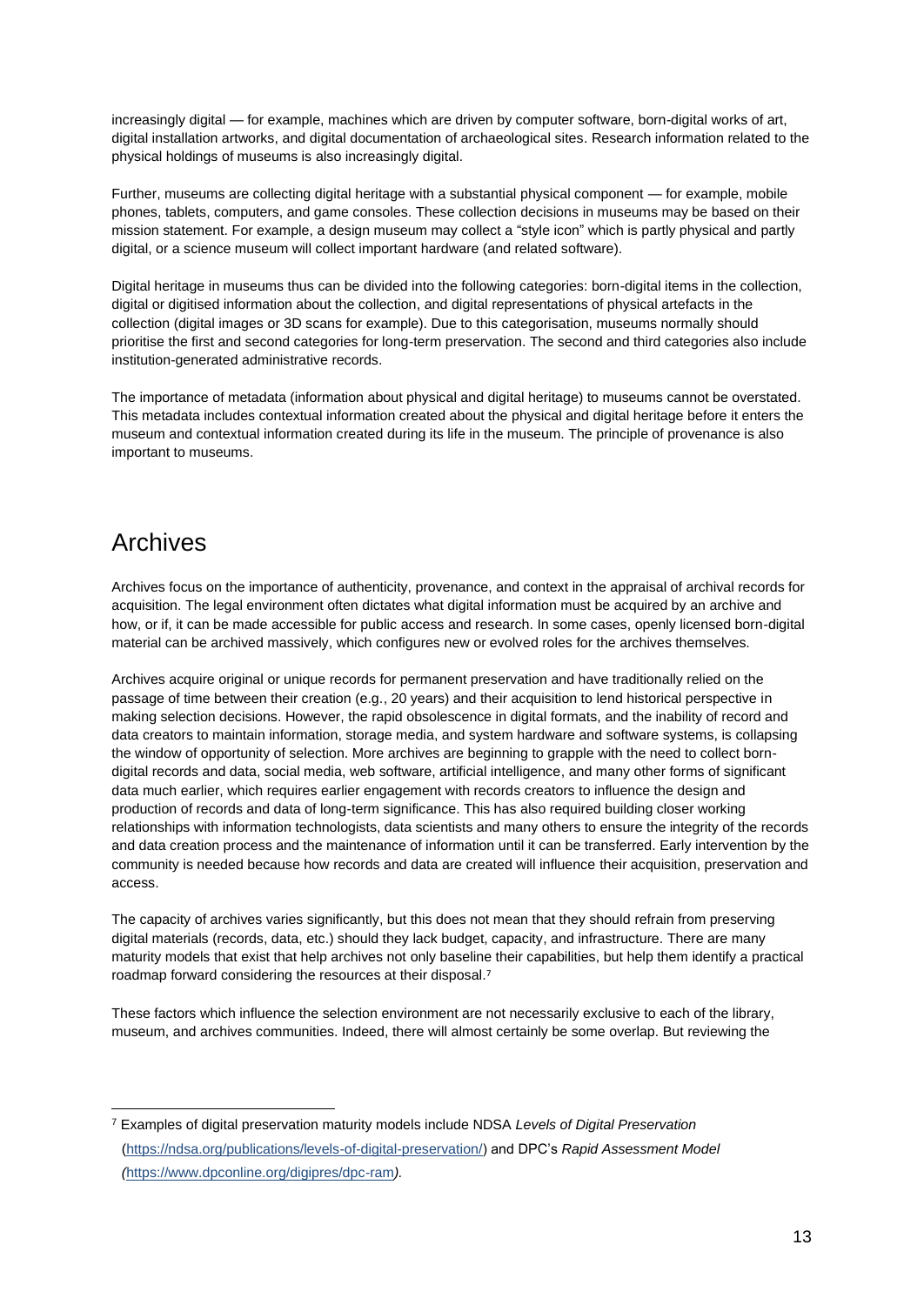increasingly digital — for example, machines which are driven by computer software, born-digital works of art, digital installation artworks, and digital documentation of archaeological sites. Research information related to the physical holdings of museums is also increasingly digital.

Further, museums are collecting digital heritage with a substantial physical component — for example, mobile phones, tablets, computers, and game consoles. These collection decisions in museums may be based on their mission statement. For example, a design museum may collect a "style icon" which is partly physical and partly digital, or a science museum will collect important hardware (and related software).

Digital heritage in museums thus can be divided into the following categories: born-digital items in the collection, digital or digitised information about the collection, and digital representations of physical artefacts in the collection (digital images or 3D scans for example). Due to this categorisation, museums normally should prioritise the first and second categories for long-term preservation. The second and third categories also include institution-generated administrative records.

The importance of metadata (information about physical and digital heritage) to museums cannot be overstated. This metadata includes contextual information created about the physical and digital heritage before it enters the museum and contextual information created during its life in the museum. The principle of provenance is also important to museums.

## Archives

Archives focus on the importance of authenticity, provenance, and context in the appraisal of archival records for acquisition. The legal environment often dictates what digital information must be acquired by an archive and how, or if, it can be made accessible for public access and research. In some cases, openly licensed born-digital material can be archived massively, which configures new or evolved roles for the archives themselves.

Archives acquire original or unique records for permanent preservation and have traditionally relied on the passage of time between their creation (e.g., 20 years) and their acquisition to lend historical perspective in making selection decisions. However, the rapid obsolescence in digital formats, and the inability of record and data creators to maintain information, storage media, and system hardware and software systems, is collapsing the window of opportunity of selection. More archives are beginning to grapple with the need to collect born-digital records and data, social media, web software, artificial intelligence, and many other forms of significant data much earlier, which requires earlier engagement with records creators to influence the design and production of records and data of long-term significance. This has also required building closer working relationships with information technologists, data scientists and many others to ensure the integrity of the records and data creation process and the maintenance of information until it can be transferred. Early intervention by the community is needed because how records and data are created will influence their acquisition, preservation and access.

The capacity of archives varies significantly, but this does not mean that they should refrain from preserving digital materials (records, data, etc.) should they lack budget, capacity, and infrastructure. There are many maturity models that exist that help archives not only baseline their capabilities, but help them identify a practical roadmap forward considering the resources at their disposal.[7]

These factors which influence the selection environment are not necessarily exclusive to each of the library, museum, and archives communities. Indeed, there will almost certainly be some overlap. But reviewing the

---

[7] Examples of digital preservation maturity models include NDSA *Levels of Digital Preservation* (https://ndsa.org/publications/levels-of-digital-preservation/) and DPC's *Rapid Assessment Model (*https://www.dpconline.org/digipres/dpc-ram*).*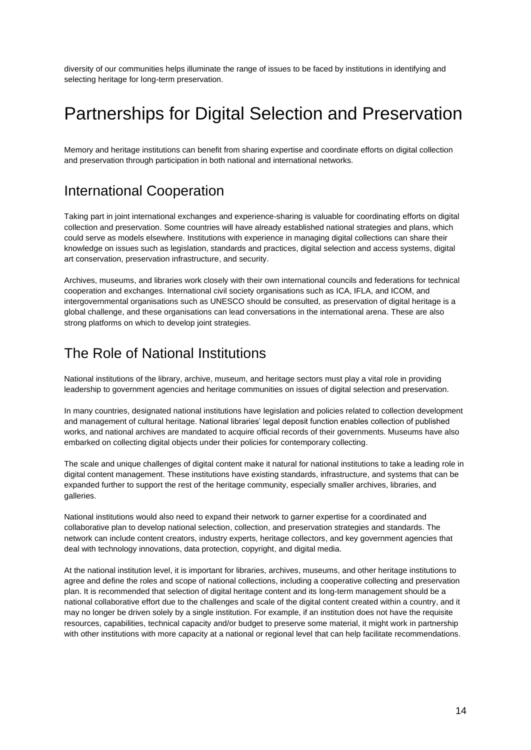diversity of our communities helps illuminate the range of issues to be faced by institutions in identifying and selecting heritage for long-term preservation.

# Partnerships for Digital Selection and Preservation

Memory and heritage institutions can benefit from sharing expertise and coordinate efforts on digital collection and preservation through participation in both national and international networks.

## International Cooperation

Taking part in joint international exchanges and experience-sharing is valuable for coordinating efforts on digital collection and preservation. Some countries will have already established national strategies and plans, which could serve as models elsewhere. Institutions with experience in managing digital collections can share their knowledge on issues such as legislation, standards and practices, digital selection and access systems, digital art conservation, preservation infrastructure, and security.

Archives, museums, and libraries work closely with their own international councils and federations for technical cooperation and exchanges. International civil society organisations such as ICA, IFLA, and ICOM, and intergovernmental organisations such as UNESCO should be consulted, as preservation of digital heritage is a global challenge, and these organisations can lead conversations in the international arena. These are also strong platforms on which to develop joint strategies.

## The Role of National Institutions

National institutions of the library, archive, museum, and heritage sectors must play a vital role in providing leadership to government agencies and heritage communities on issues of digital selection and preservation.

In many countries, designated national institutions have legislation and policies related to collection development and management of cultural heritage. National libraries' legal deposit function enables collection of published works, and national archives are mandated to acquire official records of their governments. Museums have also embarked on collecting digital objects under their policies for contemporary collecting.

The scale and unique challenges of digital content make it natural for national institutions to take a leading role in digital content management. These institutions have existing standards, infrastructure, and systems that can be expanded further to support the rest of the heritage community, especially smaller archives, libraries, and galleries.

National institutions would also need to expand their network to garner expertise for a coordinated and collaborative plan to develop national selection, collection, and preservation strategies and standards. The network can include content creators, industry experts, heritage collectors, and key government agencies that deal with technology innovations, data protection, copyright, and digital media.

At the national institution level, it is important for libraries, archives, museums, and other heritage institutions to agree and define the roles and scope of national collections, including a cooperative collecting and preservation plan. It is recommended that selection of digital heritage content and its long-term management should be a national collaborative effort due to the challenges and scale of the digital content created within a country, and it may no longer be driven solely by a single institution. For example, if an institution does not have the requisite resources, capabilities, technical capacity and/or budget to preserve some material, it might work in partnership with other institutions with more capacity at a national or regional level that can help facilitate recommendations.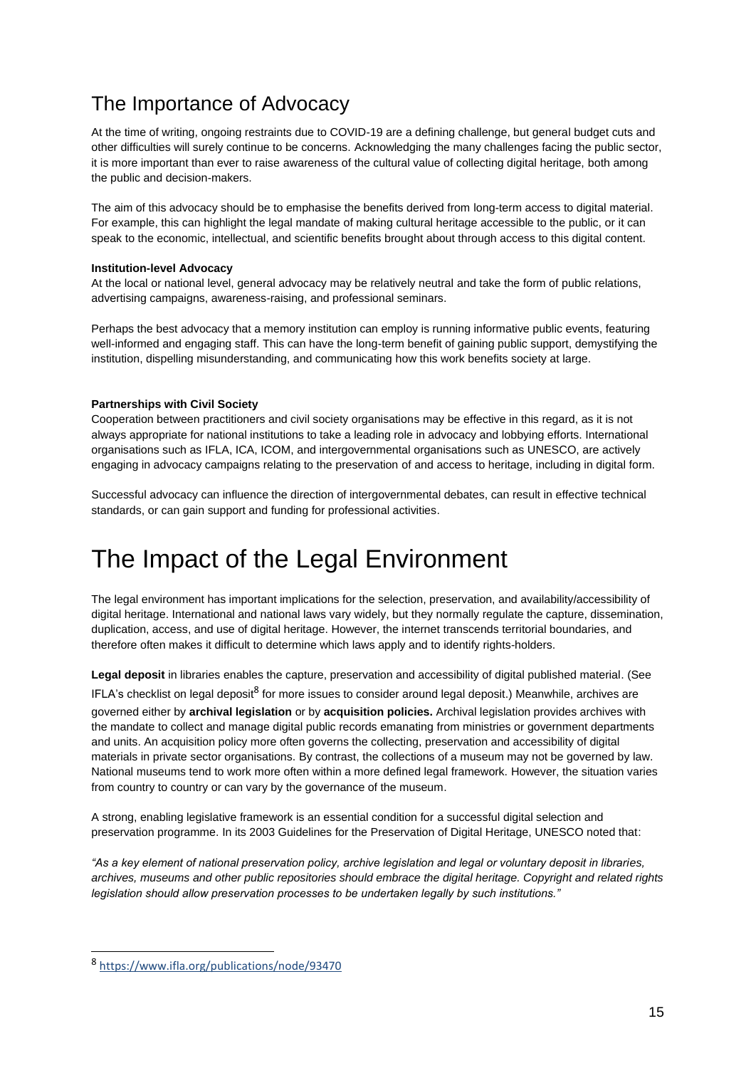## The Importance of Advocacy

At the time of writing, ongoing restraints due to COVID-19 are a defining challenge, but general budget cuts and other difficulties will surely continue to be concerns. Acknowledging the many challenges facing the public sector, it is more important than ever to raise awareness of the cultural value of collecting digital heritage, both among the public and decision-makers.

The aim of this advocacy should be to emphasise the benefits derived from long-term access to digital material. For example, this can highlight the legal mandate of making cultural heritage accessible to the public, or it can speak to the economic, intellectual, and scientific benefits brought about through access to this digital content.

**Institution-level Advocacy**

At the local or national level, general advocacy may be relatively neutral and take the form of public relations, advertising campaigns, awareness-raising, and professional seminars.

Perhaps the best advocacy that a memory institution can employ is running informative public events, featuring well-informed and engaging staff. This can have the long-term benefit of gaining public support, demystifying the institution, dispelling misunderstanding, and communicating how this work benefits society at large.

**Partnerships with Civil Society**

Cooperation between practitioners and civil society organisations may be effective in this regard, as it is not always appropriate for national institutions to take a leading role in advocacy and lobbying efforts. International organisations such as IFLA, ICA, ICOM, and intergovernmental organisations such as UNESCO, are actively engaging in advocacy campaigns relating to the preservation of and access to heritage, including in digital form.

Successful advocacy can influence the direction of intergovernmental debates, can result in effective technical standards, or can gain support and funding for professional activities.

# The Impact of the Legal Environment

The legal environment has important implications for the selection, preservation, and availability/accessibility of digital heritage. International and national laws vary widely, but they normally regulate the capture, dissemination, duplication, access, and use of digital heritage. However, the internet transcends territorial boundaries, and therefore often makes it difficult to determine which laws apply and to identify rights-holders.

**Legal deposit** in libraries enables the capture, preservation and accessibility of digital published material. (See IFLA's checklist on legal deposit[8] for more issues to consider around legal deposit.) Meanwhile, archives are governed either by **archival legislation** or by **acquisition policies.** Archival legislation provides archives with the mandate to collect and manage digital public records emanating from ministries or government departments and units. An acquisition policy more often governs the collecting, preservation and accessibility of digital materials in private sector organisations. By contrast, the collections of a museum may not be governed by law. National museums tend to work more often within a more defined legal framework. However, the situation varies from country to country or can vary by the governance of the museum.

A strong, enabling legislative framework is an essential condition for a successful digital selection and preservation programme. In its 2003 Guidelines for the Preservation of Digital Heritage, UNESCO noted that:

*"As a key element of national preservation policy, archive legislation and legal or voluntary deposit in libraries, archives, museums and other public repositories should embrace the digital heritage. Copyright and related rights legislation should allow preservation processes to be undertaken legally by such institutions."*

---

[8] https://www.ifla.org/publications/node/93470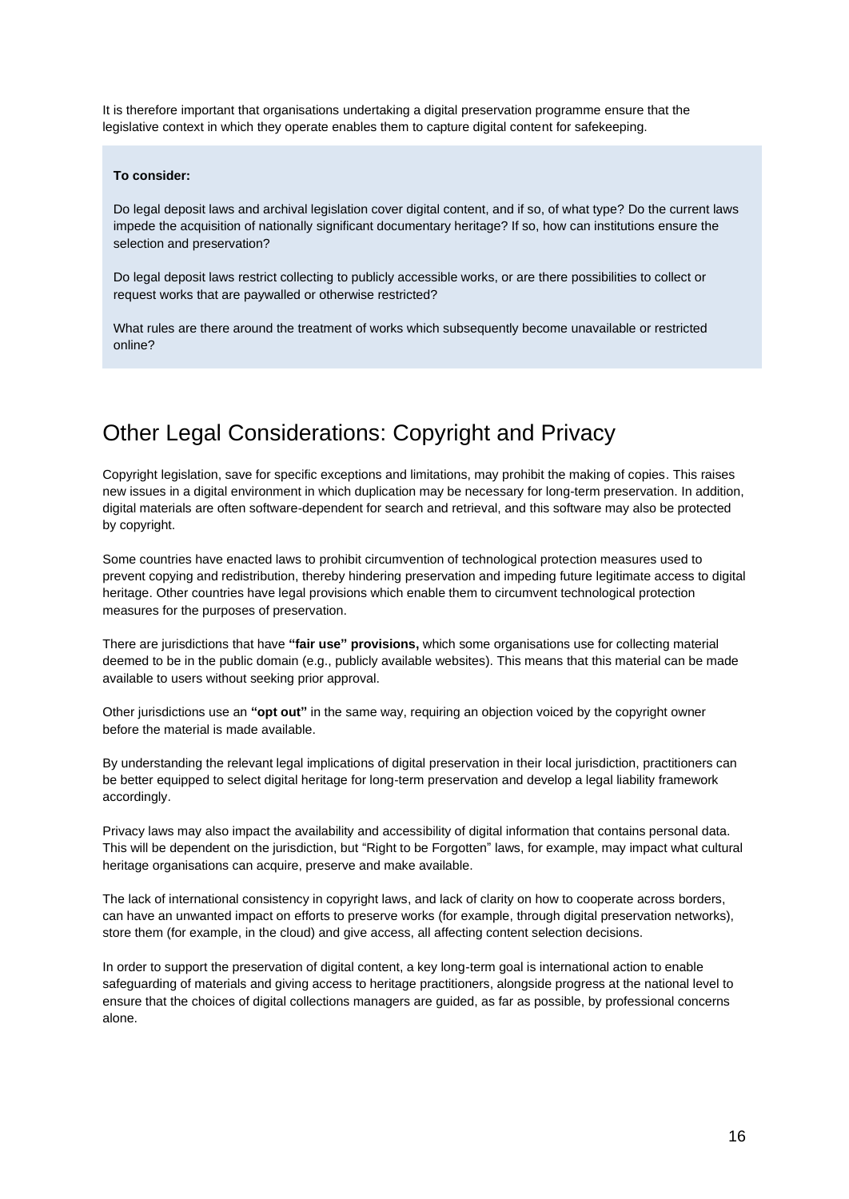It is therefore important that organisations undertaking a digital preservation programme ensure that the legislative context in which they operate enables them to capture digital content for safekeeping.

> **To consider:**
>
> Do legal deposit laws and archival legislation cover digital content, and if so, of what type? Do the current laws impede the acquisition of nationally significant documentary heritage? If so, how can institutions ensure the selection and preservation?
>
> Do legal deposit laws restrict collecting to publicly accessible works, or are there possibilities to collect or request works that are paywalled or otherwise restricted?
>
> What rules are there around the treatment of works which subsequently become unavailable or restricted online?

## Other Legal Considerations: Copyright and Privacy

Copyright legislation, save for specific exceptions and limitations, may prohibit the making of copies. This raises new issues in a digital environment in which duplication may be necessary for long-term preservation. In addition, digital materials are often software-dependent for search and retrieval, and this software may also be protected by copyright.

Some countries have enacted laws to prohibit circumvention of technological protection measures used to prevent copying and redistribution, thereby hindering preservation and impeding future legitimate access to digital heritage. Other countries have legal provisions which enable them to circumvent technological protection measures for the purposes of preservation.

There are jurisdictions that have **"fair use" provisions,** which some organisations use for collecting material deemed to be in the public domain (e.g., publicly available websites). This means that this material can be made available to users without seeking prior approval.

Other jurisdictions use an **"opt out"** in the same way, requiring an objection voiced by the copyright owner before the material is made available.

By understanding the relevant legal implications of digital preservation in their local jurisdiction, practitioners can be better equipped to select digital heritage for long-term preservation and develop a legal liability framework accordingly.

Privacy laws may also impact the availability and accessibility of digital information that contains personal data. This will be dependent on the jurisdiction, but "Right to be Forgotten" laws, for example, may impact what cultural heritage organisations can acquire, preserve and make available.

The lack of international consistency in copyright laws, and lack of clarity on how to cooperate across borders, can have an unwanted impact on efforts to preserve works (for example, through digital preservation networks), store them (for example, in the cloud) and give access, all affecting content selection decisions.

In order to support the preservation of digital content, a key long-term goal is international action to enable safeguarding of materials and giving access to heritage practitioners, alongside progress at the national level to ensure that the choices of digital collections managers are guided, as far as possible, by professional concerns alone.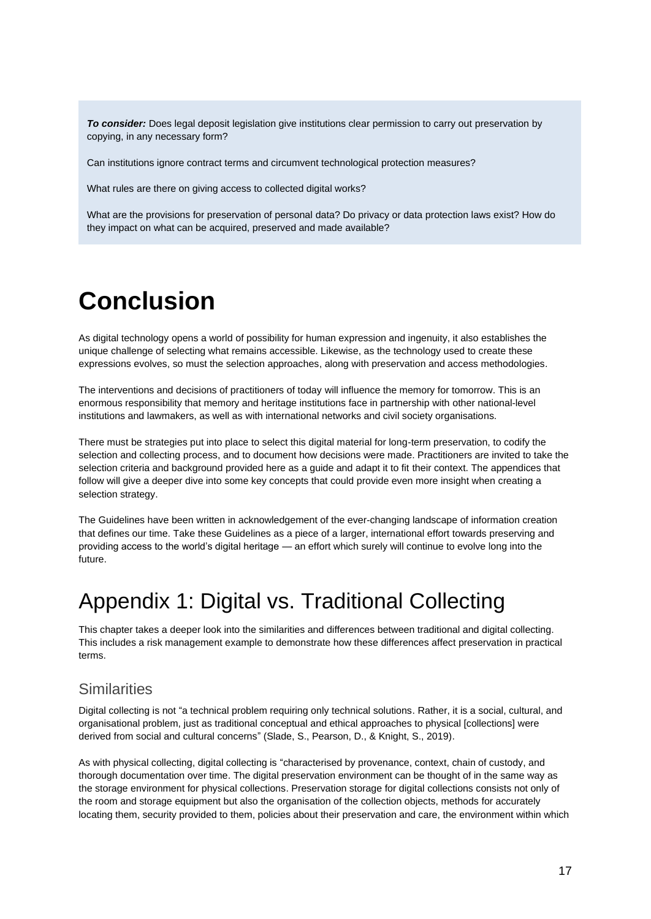***To consider:*** Does legal deposit legislation give institutions clear permission to carry out preservation by copying, in any necessary form?

Can institutions ignore contract terms and circumvent technological protection measures?

What rules are there on giving access to collected digital works?

What are the provisions for preservation of personal data? Do privacy or data protection laws exist? How do they impact on what can be acquired, preserved and made available?

# Conclusion

As digital technology opens a world of possibility for human expression and ingenuity, it also establishes the unique challenge of selecting what remains accessible. Likewise, as the technology used to create these expressions evolves, so must the selection approaches, along with preservation and access methodologies.

The interventions and decisions of practitioners of today will influence the memory for tomorrow. This is an enormous responsibility that memory and heritage institutions face in partnership with other national-level institutions and lawmakers, as well as with international networks and civil society organisations.

There must be strategies put into place to select this digital material for long-term preservation, to codify the selection and collecting process, and to document how decisions were made. Practitioners are invited to take the selection criteria and background provided here as a guide and adapt it to fit their context. The appendices that follow will give a deeper dive into some key concepts that could provide even more insight when creating a selection strategy.

The Guidelines have been written in acknowledgement of the ever-changing landscape of information creation that defines our time. Take these Guidelines as a piece of a larger, international effort towards preserving and providing access to the world's digital heritage — an effort which surely will continue to evolve long into the future.

# Appendix 1: Digital vs. Traditional Collecting

This chapter takes a deeper look into the similarities and differences between traditional and digital collecting. This includes a risk management example to demonstrate how these differences affect preservation in practical terms.

## Similarities

Digital collecting is not "a technical problem requiring only technical solutions. Rather, it is a social, cultural, and organisational problem, just as traditional conceptual and ethical approaches to physical [collections] were derived from social and cultural concerns" (Slade, S., Pearson, D., & Knight, S., 2019).

As with physical collecting, digital collecting is "characterised by provenance, context, chain of custody, and thorough documentation over time. The digital preservation environment can be thought of in the same way as the storage environment for physical collections. Preservation storage for digital collections consists not only of the room and storage equipment but also the organisation of the collection objects, methods for accurately locating them, security provided to them, policies about their preservation and care, the environment within which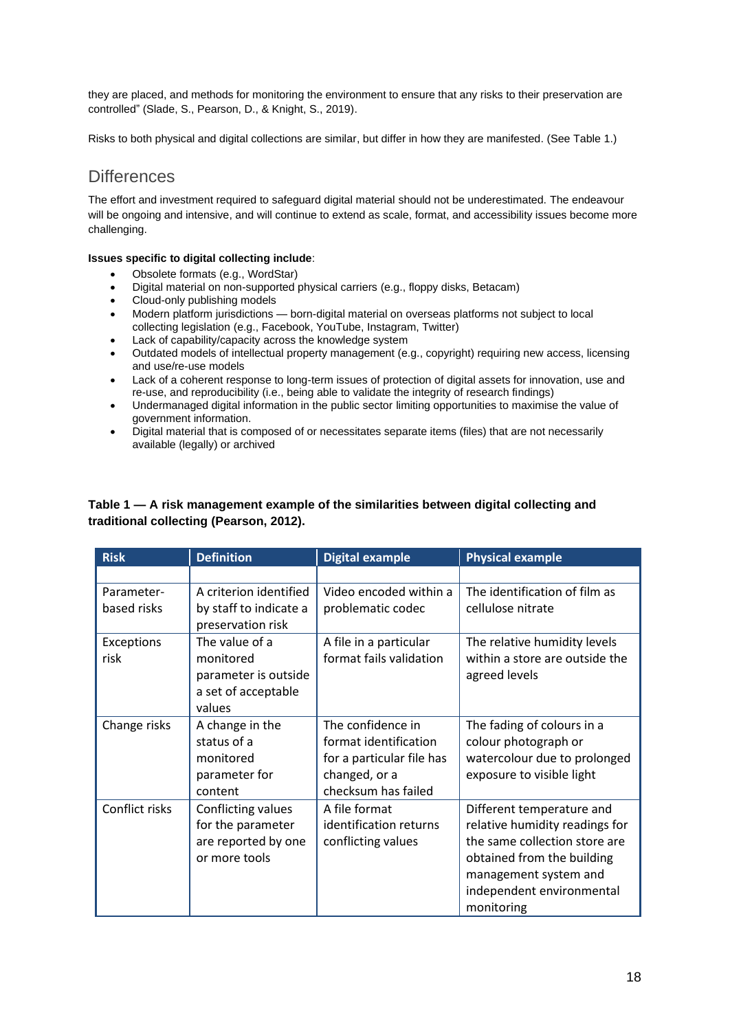they are placed, and methods for monitoring the environment to ensure that any risks to their preservation are controlled" (Slade, S., Pearson, D., & Knight, S., 2019).

Risks to both physical and digital collections are similar, but differ in how they are manifested. (See Table 1.)

## Differences

The effort and investment required to safeguard digital material should not be underestimated. The endeavour will be ongoing and intensive, and will continue to extend as scale, format, and accessibility issues become more challenging.

**Issues specific to digital collecting include**:

- Obsolete formats (e.g., WordStar)
- Digital material on non-supported physical carriers (e.g., floppy disks, Betacam)
- Cloud-only publishing models
- Modern platform jurisdictions — born-digital material on overseas platforms not subject to local collecting legislation (e.g., Facebook, YouTube, Instagram, Twitter)
- Lack of capability/capacity across the knowledge system
- Outdated models of intellectual property management (e.g., copyright) requiring new access, licensing and use/re-use models
- Lack of a coherent response to long-term issues of protection of digital assets for innovation, use and re-use, and reproducibility (i.e., being able to validate the integrity of research findings)
- Undermanaged digital information in the public sector limiting opportunities to maximise the value of government information.
- Digital material that is composed of or necessitates separate items (files) that are not necessarily available (legally) or archived

**Table 1 — A risk management example of the similarities between digital collecting and traditional collecting (Pearson, 2012).**

| Risk | Definition | Digital example | Physical example |
|---|---|---|---|
| Parameter-based risks | A criterion identified by staff to indicate a preservation risk | Video encoded within a problematic codec | The identification of film as cellulose nitrate |
| Exceptions risk | The value of a monitored parameter is outside a set of acceptable values | A file in a particular format fails validation | The relative humidity levels within a store are outside the agreed levels |
| Change risks | A change in the status of a monitored parameter for content | The confidence in format identification for a particular file has changed, or a checksum has failed | The fading of colours in a colour photograph or watercolour due to prolonged exposure to visible light |
| Conflict risks | Conflicting values for the parameter are reported by one or more tools | A file format identification returns conflicting values | Different temperature and relative humidity readings for the same collection store are obtained from the building management system and independent environmental monitoring |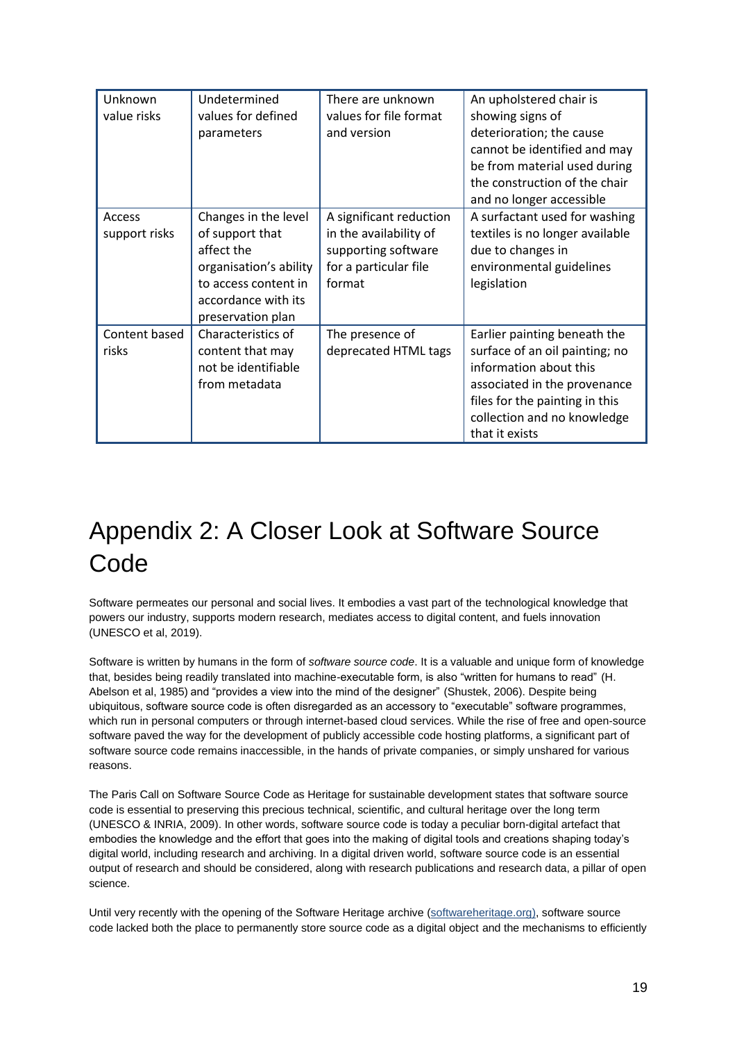| Unknown value risks | Undetermined values for defined parameters | There are unknown values for file format and version | An upholstered chair is showing signs of deterioration; the cause cannot be identified and may be from material used during the construction of the chair and no longer accessible |
|---|---|---|---|
| Access support risks | Changes in the level of support that affect the organisation's ability to access content in accordance with its preservation plan | A significant reduction in the availability of supporting software for a particular file format | A surfactant used for washing textiles is no longer available due to changes in environmental guidelines legislation |
| Content based risks | Characteristics of content that may not be identifiable from metadata | The presence of deprecated HTML tags | Earlier painting beneath the surface of an oil painting; no information about this associated in the provenance files for the painting in this collection and no knowledge that it exists |

# Appendix 2: A Closer Look at Software Source Code

Software permeates our personal and social lives. It embodies a vast part of the technological knowledge that powers our industry, supports modern research, mediates access to digital content, and fuels innovation (UNESCO et al, 2019).

Software is written by humans in the form of *software source code*. It is a valuable and unique form of knowledge that, besides being readily translated into machine-executable form, is also "written for humans to read" (H. Abelson et al, 1985) and "provides a view into the mind of the designer" (Shustek, 2006). Despite being ubiquitous, software source code is often disregarded as an accessory to "executable" software programmes, which run in personal computers or through internet-based cloud services. While the rise of free and open-source software paved the way for the development of publicly accessible code hosting platforms, a significant part of software source code remains inaccessible, in the hands of private companies, or simply unshared for various reasons.

The Paris Call on Software Source Code as Heritage for sustainable development states that software source code is essential to preserving this precious technical, scientific, and cultural heritage over the long term (UNESCO & INRIA, 2009). In other words, software source code is today a peculiar born-digital artefact that embodies the knowledge and the effort that goes into the making of digital tools and creations shaping today's digital world, including research and archiving. In a digital driven world, software source code is an essential output of research and should be considered, along with research publications and research data, a pillar of open science.

Until very recently with the opening of the Software Heritage archive (softwareheritage.org), software source code lacked both the place to permanently store source code as a digital object and the mechanisms to efficiently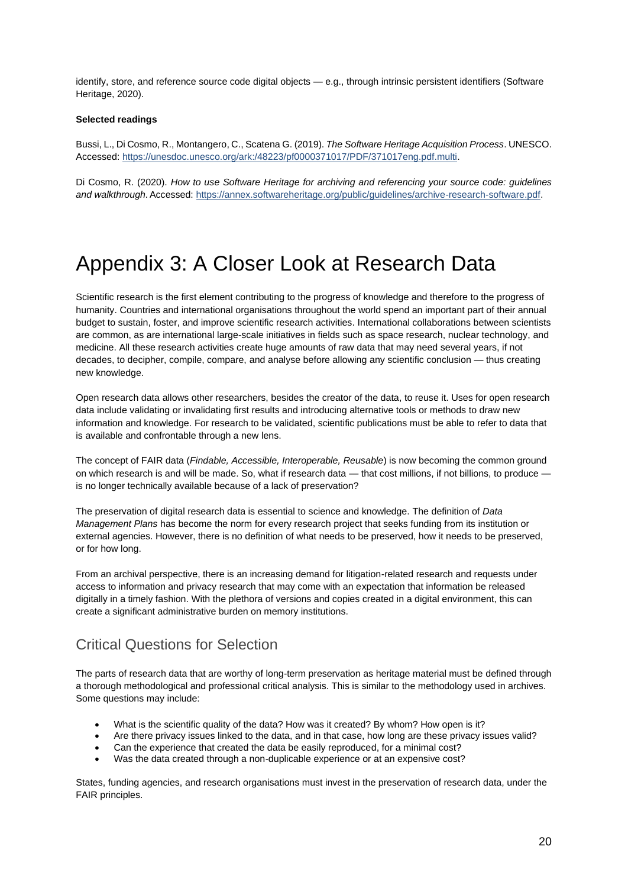identify, store, and reference source code digital objects — e.g., through intrinsic persistent identifiers (Software Heritage, 2020).

**Selected readings**

Bussi, L., Di Cosmo, R., Montangero, C., Scatena G. (2019). *The Software Heritage Acquisition Process*. UNESCO. Accessed: https://unesdoc.unesco.org/ark:/48223/pf0000371017/PDF/371017eng.pdf.multi.

Di Cosmo, R. (2020). *How to use Software Heritage for archiving and referencing your source code: guidelines and walkthrough*. Accessed: https://annex.softwareheritage.org/public/guidelines/archive-research-software.pdf.

# Appendix 3: A Closer Look at Research Data

Scientific research is the first element contributing to the progress of knowledge and therefore to the progress of humanity. Countries and international organisations throughout the world spend an important part of their annual budget to sustain, foster, and improve scientific research activities. International collaborations between scientists are common, as are international large-scale initiatives in fields such as space research, nuclear technology, and medicine. All these research activities create huge amounts of raw data that may need several years, if not decades, to decipher, compile, compare, and analyse before allowing any scientific conclusion — thus creating new knowledge.

Open research data allows other researchers, besides the creator of the data, to reuse it. Uses for open research data include validating or invalidating first results and introducing alternative tools or methods to draw new information and knowledge. For research to be validated, scientific publications must be able to refer to data that is available and confrontable through a new lens.

The concept of FAIR data (*Findable, Accessible, Interoperable, Reusable*) is now becoming the common ground on which research is and will be made. So, what if research data — that cost millions, if not billions, to produce — is no longer technically available because of a lack of preservation?

The preservation of digital research data is essential to science and knowledge. The definition of *Data Management Plans* has become the norm for every research project that seeks funding from its institution or external agencies. However, there is no definition of what needs to be preserved, how it needs to be preserved, or for how long.

From an archival perspective, there is an increasing demand for litigation-related research and requests under access to information and privacy research that may come with an expectation that information be released digitally in a timely fashion. With the plethora of versions and copies created in a digital environment, this can create a significant administrative burden on memory institutions.

## Critical Questions for Selection

The parts of research data that are worthy of long-term preservation as heritage material must be defined through a thorough methodological and professional critical analysis. This is similar to the methodology used in archives. Some questions may include:

- What is the scientific quality of the data? How was it created? By whom? How open is it?
- Are there privacy issues linked to the data, and in that case, how long are these privacy issues valid?
- Can the experience that created the data be easily reproduced, for a minimal cost?
- Was the data created through a non-duplicable experience or at an expensive cost?

States, funding agencies, and research organisations must invest in the preservation of research data, under the FAIR principles.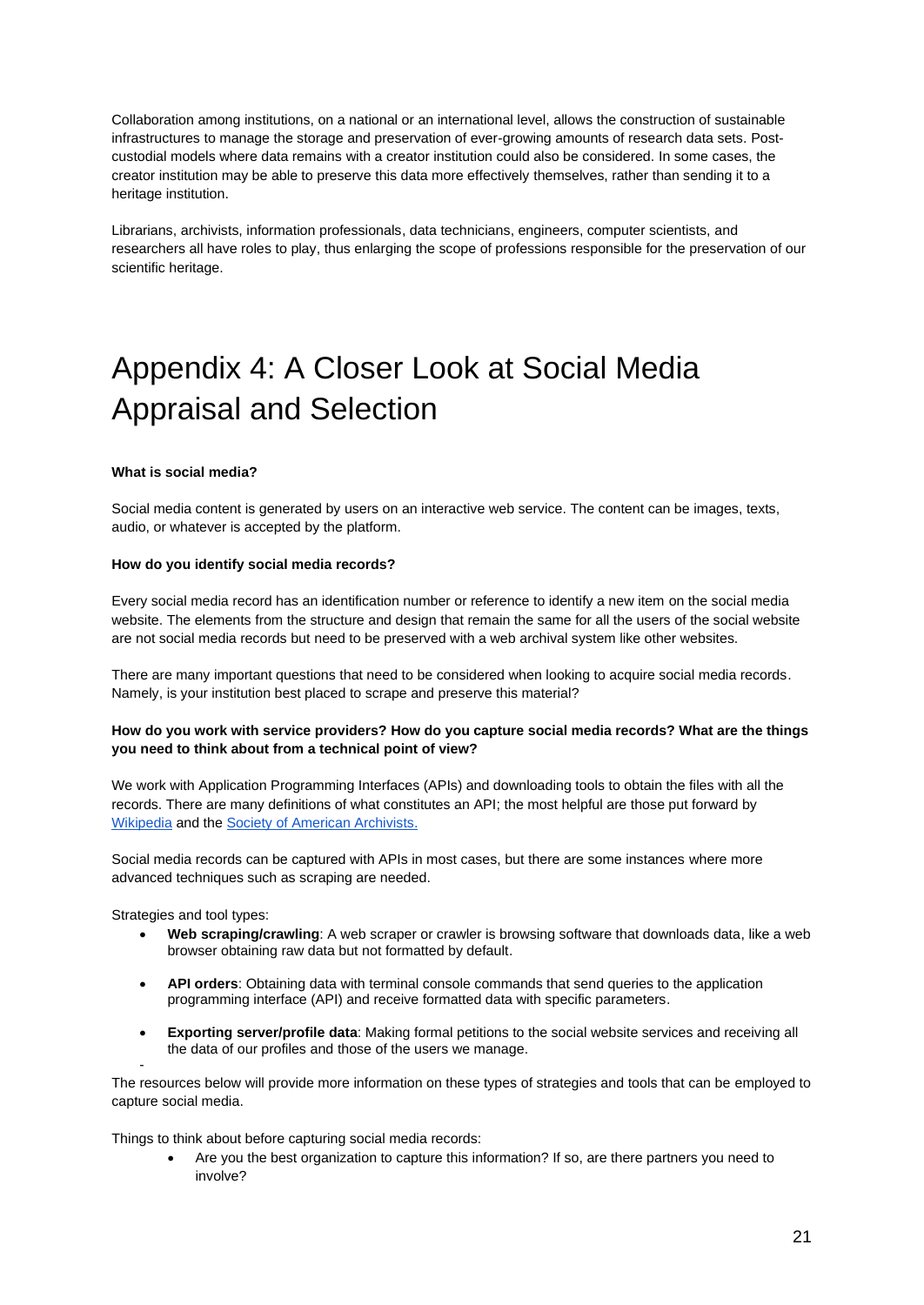Collaboration among institutions, on a national or an international level, allows the construction of sustainable infrastructures to manage the storage and preservation of ever-growing amounts of research data sets. Post-custodial models where data remains with a creator institution could also be considered. In some cases, the creator institution may be able to preserve this data more effectively themselves, rather than sending it to a heritage institution.

Librarians, archivists, information professionals, data technicians, engineers, computer scientists, and researchers all have roles to play, thus enlarging the scope of professions responsible for the preservation of our scientific heritage.

# Appendix 4: A Closer Look at Social Media Appraisal and Selection

**What is social media?**

Social media content is generated by users on an interactive web service. The content can be images, texts, audio, or whatever is accepted by the platform.

**How do you identify social media records?**

Every social media record has an identification number or reference to identify a new item on the social media website. The elements from the structure and design that remain the same for all the users of the social website are not social media records but need to be preserved with a web archival system like other websites.

There are many important questions that need to be considered when looking to acquire social media records. Namely, is your institution best placed to scrape and preserve this material?

**How do you work with service providers? How do you capture social media records? What are the things you need to think about from a technical point of view?**

We work with Application Programming Interfaces (APIs) and downloading tools to obtain the files with all the records. There are many definitions of what constitutes an API; the most helpful are those put forward by [Wikipedia]() and the [Society of American Archivists.]()

Social media records can be captured with APIs in most cases, but there are some instances where more advanced techniques such as scraping are needed.

Strategies and tool types:

- **Web scraping/crawling**: A web scraper or crawler is browsing software that downloads data, like a web browser obtaining raw data but not formatted by default.
- **API orders**: Obtaining data with terminal console commands that send queries to the application programming interface (API) and receive formatted data with specific parameters.
- **Exporting server/profile data**: Making formal petitions to the social website services and receiving all the data of our profiles and those of the users we manage.

-

The resources below will provide more information on these types of strategies and tools that can be employed to capture social media.

Things to think about before capturing social media records:

- Are you the best organization to capture this information? If so, are there partners you need to involve?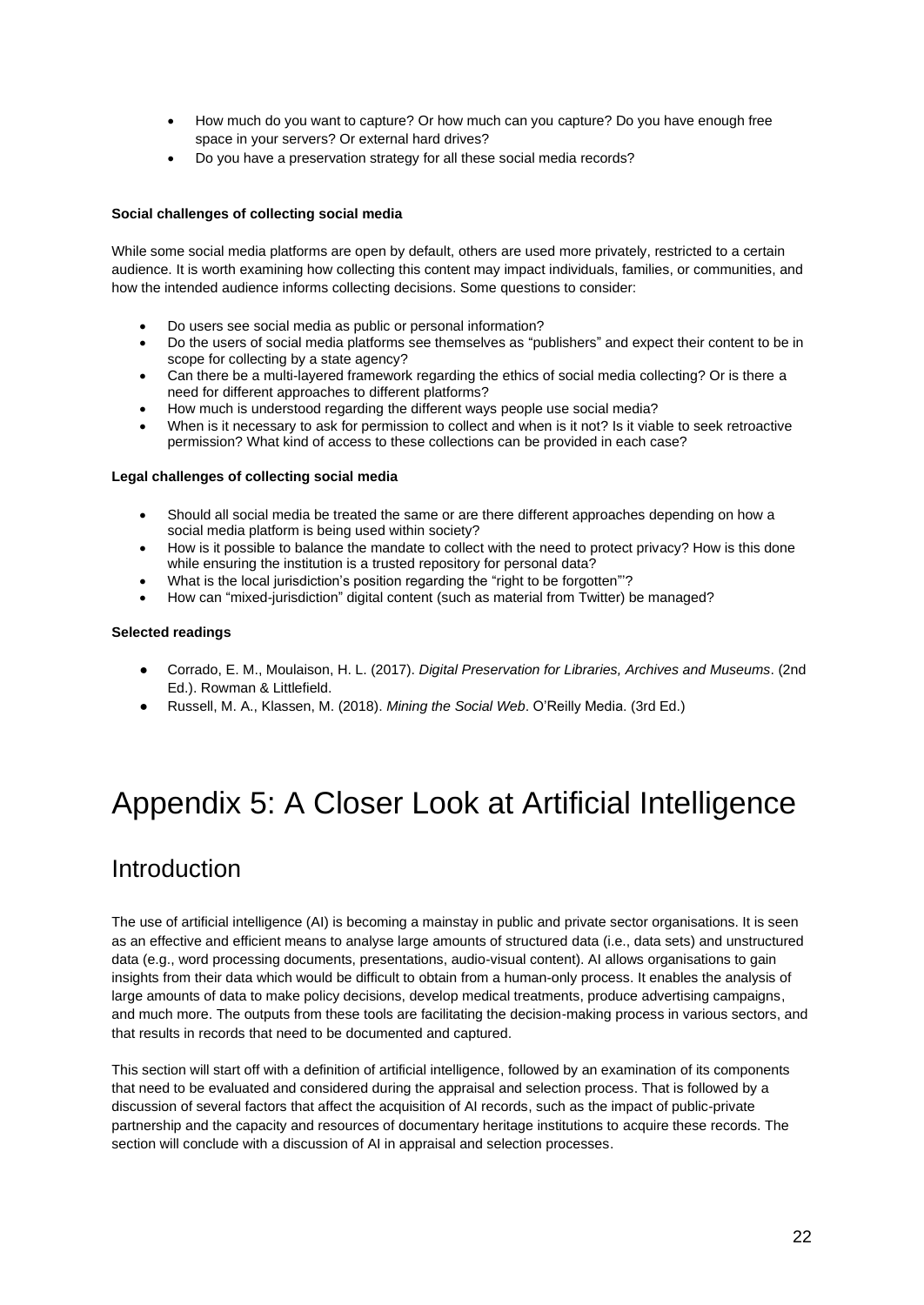- How much do you want to capture? Or how much can you capture? Do you have enough free space in your servers? Or external hard drives?
- Do you have a preservation strategy for all these social media records?

**Social challenges of collecting social media**

While some social media platforms are open by default, others are used more privately, restricted to a certain audience. It is worth examining how collecting this content may impact individuals, families, or communities, and how the intended audience informs collecting decisions. Some questions to consider:

- Do users see social media as public or personal information?
- Do the users of social media platforms see themselves as "publishers" and expect their content to be in scope for collecting by a state agency?
- Can there be a multi-layered framework regarding the ethics of social media collecting? Or is there a need for different approaches to different platforms?
- How much is understood regarding the different ways people use social media?
- When is it necessary to ask for permission to collect and when is it not? Is it viable to seek retroactive permission? What kind of access to these collections can be provided in each case?

**Legal challenges of collecting social media**

- Should all social media be treated the same or are there different approaches depending on how a social media platform is being used within society?
- How is it possible to balance the mandate to collect with the need to protect privacy? How is this done while ensuring the institution is a trusted repository for personal data?
- What is the local jurisdiction's position regarding the "right to be forgotten"'?
- How can "mixed-jurisdiction" digital content (such as material from Twitter) be managed?

**Selected readings**

- Corrado, E. M., Moulaison, H. L. (2017). *Digital Preservation for Libraries, Archives and Museums*. (2nd Ed.). Rowman & Littlefield.
- Russell, M. A., Klassen, M. (2018). *Mining the Social Web*. O'Reilly Media. (3rd Ed.)

# Appendix 5: A Closer Look at Artificial Intelligence

## Introduction

The use of artificial intelligence (AI) is becoming a mainstay in public and private sector organisations. It is seen as an effective and efficient means to analyse large amounts of structured data (i.e., data sets) and unstructured data (e.g., word processing documents, presentations, audio-visual content). AI allows organisations to gain insights from their data which would be difficult to obtain from a human-only process. It enables the analysis of large amounts of data to make policy decisions, develop medical treatments, produce advertising campaigns, and much more. The outputs from these tools are facilitating the decision-making process in various sectors, and that results in records that need to be documented and captured.

This section will start off with a definition of artificial intelligence, followed by an examination of its components that need to be evaluated and considered during the appraisal and selection process. That is followed by a discussion of several factors that affect the acquisition of AI records, such as the impact of public-private partnership and the capacity and resources of documentary heritage institutions to acquire these records. The section will conclude with a discussion of AI in appraisal and selection processes.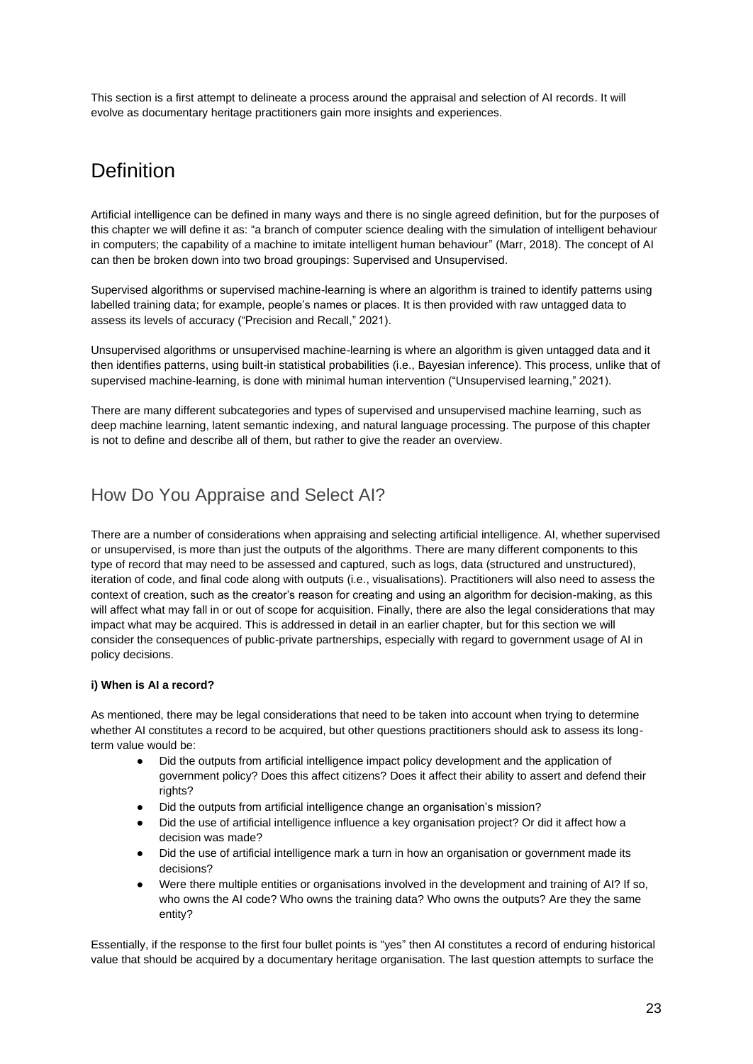This section is a first attempt to delineate a process around the appraisal and selection of AI records. It will evolve as documentary heritage practitioners gain more insights and experiences.

# Definition

Artificial intelligence can be defined in many ways and there is no single agreed definition, but for the purposes of this chapter we will define it as: "a branch of computer science dealing with the simulation of intelligent behaviour in computers; the capability of a machine to imitate intelligent human behaviour" (Marr, 2018). The concept of AI can then be broken down into two broad groupings: Supervised and Unsupervised.

Supervised algorithms or supervised machine-learning is where an algorithm is trained to identify patterns using labelled training data; for example, people's names or places. It is then provided with raw untagged data to assess its levels of accuracy ("Precision and Recall," 2021).

Unsupervised algorithms or unsupervised machine-learning is where an algorithm is given untagged data and it then identifies patterns, using built-in statistical probabilities (i.e., Bayesian inference). This process, unlike that of supervised machine-learning, is done with minimal human intervention ("Unsupervised learning," 2021).

There are many different subcategories and types of supervised and unsupervised machine learning, such as deep machine learning, latent semantic indexing, and natural language processing. The purpose of this chapter is not to define and describe all of them, but rather to give the reader an overview.

## How Do You Appraise and Select AI?

There are a number of considerations when appraising and selecting artificial intelligence. AI, whether supervised or unsupervised, is more than just the outputs of the algorithms. There are many different components to this type of record that may need to be assessed and captured, such as logs, data (structured and unstructured), iteration of code, and final code along with outputs (i.e., visualisations). Practitioners will also need to assess the context of creation, such as the creator's reason for creating and using an algorithm for decision-making, as this will affect what may fall in or out of scope for acquisition. Finally, there are also the legal considerations that may impact what may be acquired. This is addressed in detail in an earlier chapter, but for this section we will consider the consequences of public-private partnerships, especially with regard to government usage of AI in policy decisions.

**i) When is AI a record?**

As mentioned, there may be legal considerations that need to be taken into account when trying to determine whether AI constitutes a record to be acquired, but other questions practitioners should ask to assess its long-term value would be:

- Did the outputs from artificial intelligence impact policy development and the application of government policy? Does this affect citizens? Does it affect their ability to assert and defend their rights?
- Did the outputs from artificial intelligence change an organisation's mission?
- Did the use of artificial intelligence influence a key organisation project? Or did it affect how a decision was made?
- Did the use of artificial intelligence mark a turn in how an organisation or government made its decisions?
- Were there multiple entities or organisations involved in the development and training of AI? If so, who owns the AI code? Who owns the training data? Who owns the outputs? Are they the same entity?

Essentially, if the response to the first four bullet points is "yes" then AI constitutes a record of enduring historical value that should be acquired by a documentary heritage organisation. The last question attempts to surface the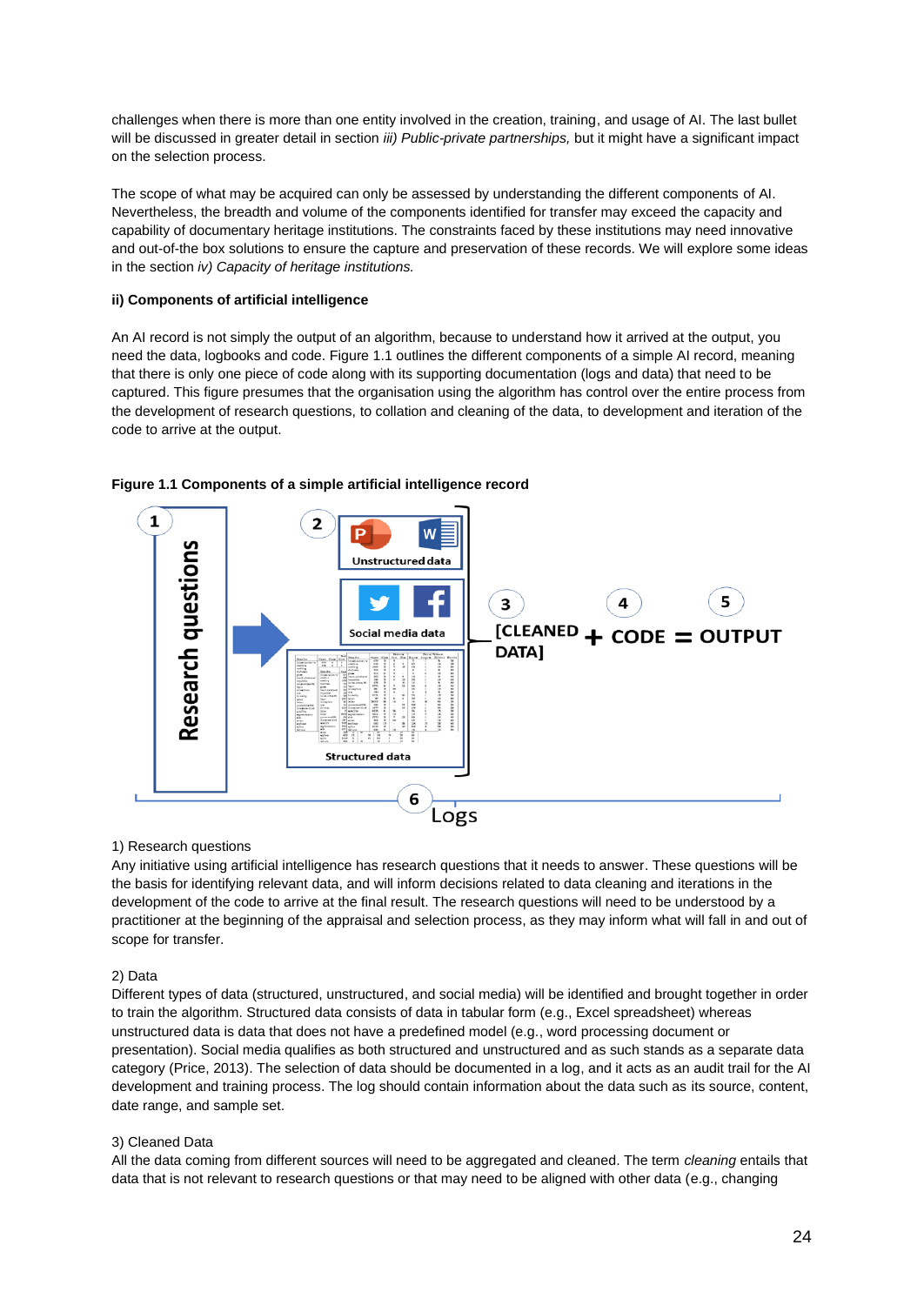challenges when there is more than one entity involved in the creation, training, and usage of AI. The last bullet will be discussed in greater detail in section *iii) Public-private partnerships,* but it might have a significant impact on the selection process.

The scope of what may be acquired can only be assessed by understanding the different components of AI. Nevertheless, the breadth and volume of the components identified for transfer may exceed the capacity and capability of documentary heritage institutions. The constraints faced by these institutions may need innovative and out-of-the box solutions to ensure the capture and preservation of these records. We will explore some ideas in the section *iv) Capacity of heritage institutions.*

**ii) Components of artificial intelligence**

An AI record is not simply the output of an algorithm, because to understand how it arrived at the output, you need the data, logbooks and code. Figure 1.1 outlines the different components of a simple AI record, meaning that there is only one piece of code along with its supporting documentation (logs and data) that need to be captured. This figure presumes that the organisation using the algorithm has control over the entire process from the development of research questions, to collation and cleaning of the data, to development and iteration of the code to arrive at the output.

**Figure 1.1 Components of a simple artificial intelligence record**

1 Research questions → 2 Unstructured data / Social media data / Structured data → 3 [CLEANED DATA] + 4 CODE = 5 OUTPUT

6 Logs

1) Research questions
Any initiative using artificial intelligence has research questions that it needs to answer. These questions will be the basis for identifying relevant data, and will inform decisions related to data cleaning and iterations in the development of the code to arrive at the final result. The research questions will need to be understood by a practitioner at the beginning of the appraisal and selection process, as they may inform what will fall in and out of scope for transfer.

2) Data
Different types of data (structured, unstructured, and social media) will be identified and brought together in order to train the algorithm. Structured data consists of data in tabular form (e.g., Excel spreadsheet) whereas unstructured data is data that does not have a predefined model (e.g., word processing document or presentation). Social media qualifies as both structured and unstructured and as such stands as a separate data category (Price, 2013). The selection of data should be documented in a log, and it acts as an audit trail for the AI development and training process. The log should contain information about the data such as its source, content, date range, and sample set.

3) Cleaned Data
All the data coming from different sources will need to be aggregated and cleaned. The term *cleaning* entails that data that is not relevant to research questions or that may need to be aligned with other data (e.g., changing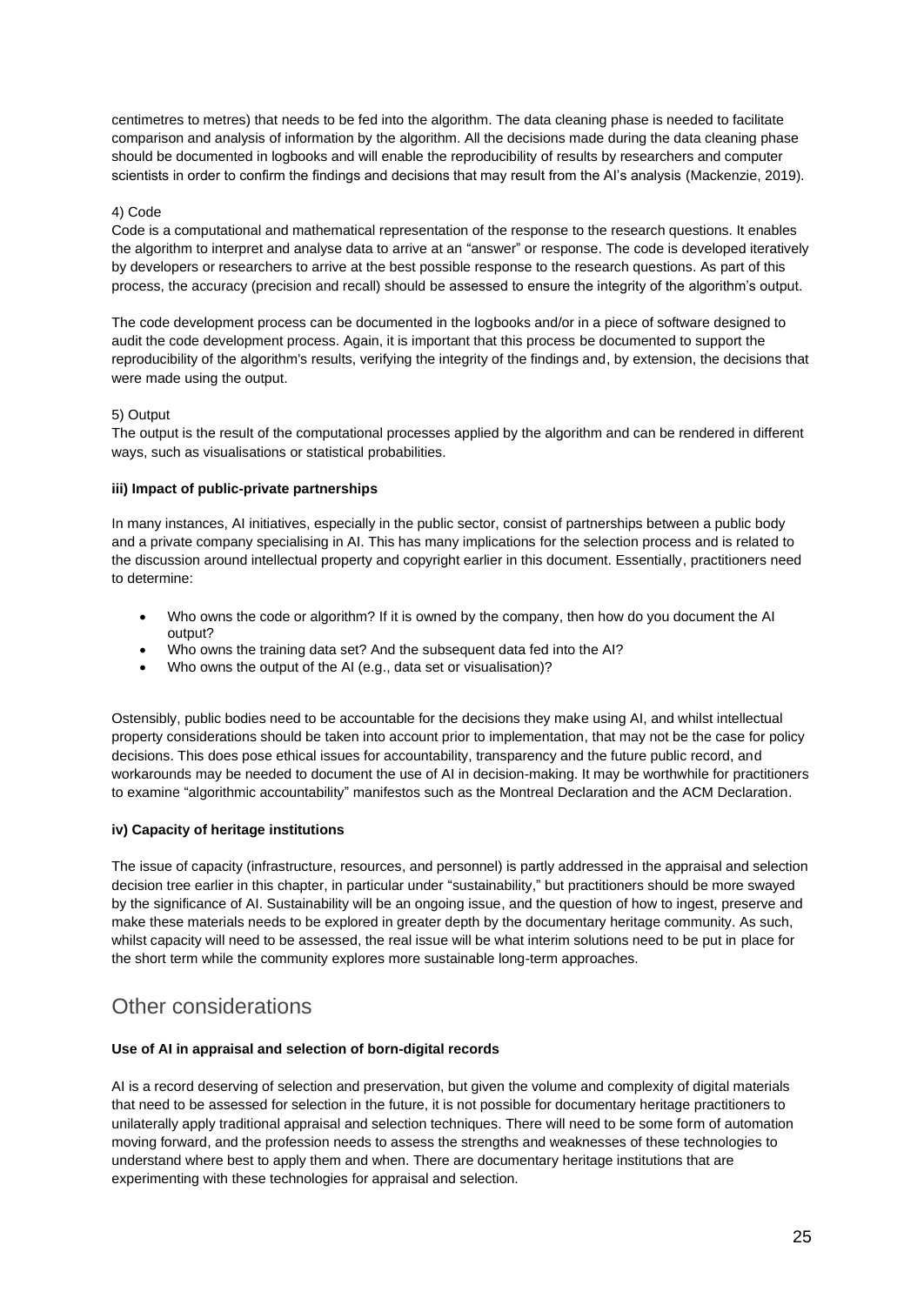centimetres to metres) that needs to be fed into the algorithm. The data cleaning phase is needed to facilitate comparison and analysis of information by the algorithm. All the decisions made during the data cleaning phase should be documented in logbooks and will enable the reproducibility of results by researchers and computer scientists in order to confirm the findings and decisions that may result from the AI's analysis (Mackenzie, 2019).

4) Code

Code is a computational and mathematical representation of the response to the research questions. It enables the algorithm to interpret and analyse data to arrive at an "answer" or response. The code is developed iteratively by developers or researchers to arrive at the best possible response to the research questions. As part of this process, the accuracy (precision and recall) should be assessed to ensure the integrity of the algorithm's output.

The code development process can be documented in the logbooks and/or in a piece of software designed to audit the code development process. Again, it is important that this process be documented to support the reproducibility of the algorithm's results, verifying the integrity of the findings and, by extension, the decisions that were made using the output.

5) Output

The output is the result of the computational processes applied by the algorithm and can be rendered in different ways, such as visualisations or statistical probabilities.

**iii) Impact of public-private partnerships**

In many instances, AI initiatives, especially in the public sector, consist of partnerships between a public body and a private company specialising in AI. This has many implications for the selection process and is related to the discussion around intellectual property and copyright earlier in this document. Essentially, practitioners need to determine:

- Who owns the code or algorithm? If it is owned by the company, then how do you document the AI output?
- Who owns the training data set? And the subsequent data fed into the AI?
- Who owns the output of the AI (e.g., data set or visualisation)?

Ostensibly, public bodies need to be accountable for the decisions they make using AI, and whilst intellectual property considerations should be taken into account prior to implementation, that may not be the case for policy decisions. This does pose ethical issues for accountability, transparency and the future public record, and workarounds may be needed to document the use of AI in decision-making. It may be worthwhile for practitioners to examine "algorithmic accountability" manifestos such as the Montreal Declaration and the ACM Declaration.

**iv) Capacity of heritage institutions**

The issue of capacity (infrastructure, resources, and personnel) is partly addressed in the appraisal and selection decision tree earlier in this chapter, in particular under "sustainability," but practitioners should be more swayed by the significance of AI. Sustainability will be an ongoing issue, and the question of how to ingest, preserve and make these materials needs to be explored in greater depth by the documentary heritage community. As such, whilst capacity will need to be assessed, the real issue will be what interim solutions need to be put in place for the short term while the community explores more sustainable long-term approaches.

## Other considerations

**Use of AI in appraisal and selection of born-digital records**

AI is a record deserving of selection and preservation, but given the volume and complexity of digital materials that need to be assessed for selection in the future, it is not possible for documentary heritage practitioners to unilaterally apply traditional appraisal and selection techniques. There will need to be some form of automation moving forward, and the profession needs to assess the strengths and weaknesses of these technologies to understand where best to apply them and when. There are documentary heritage institutions that are experimenting with these technologies for appraisal and selection.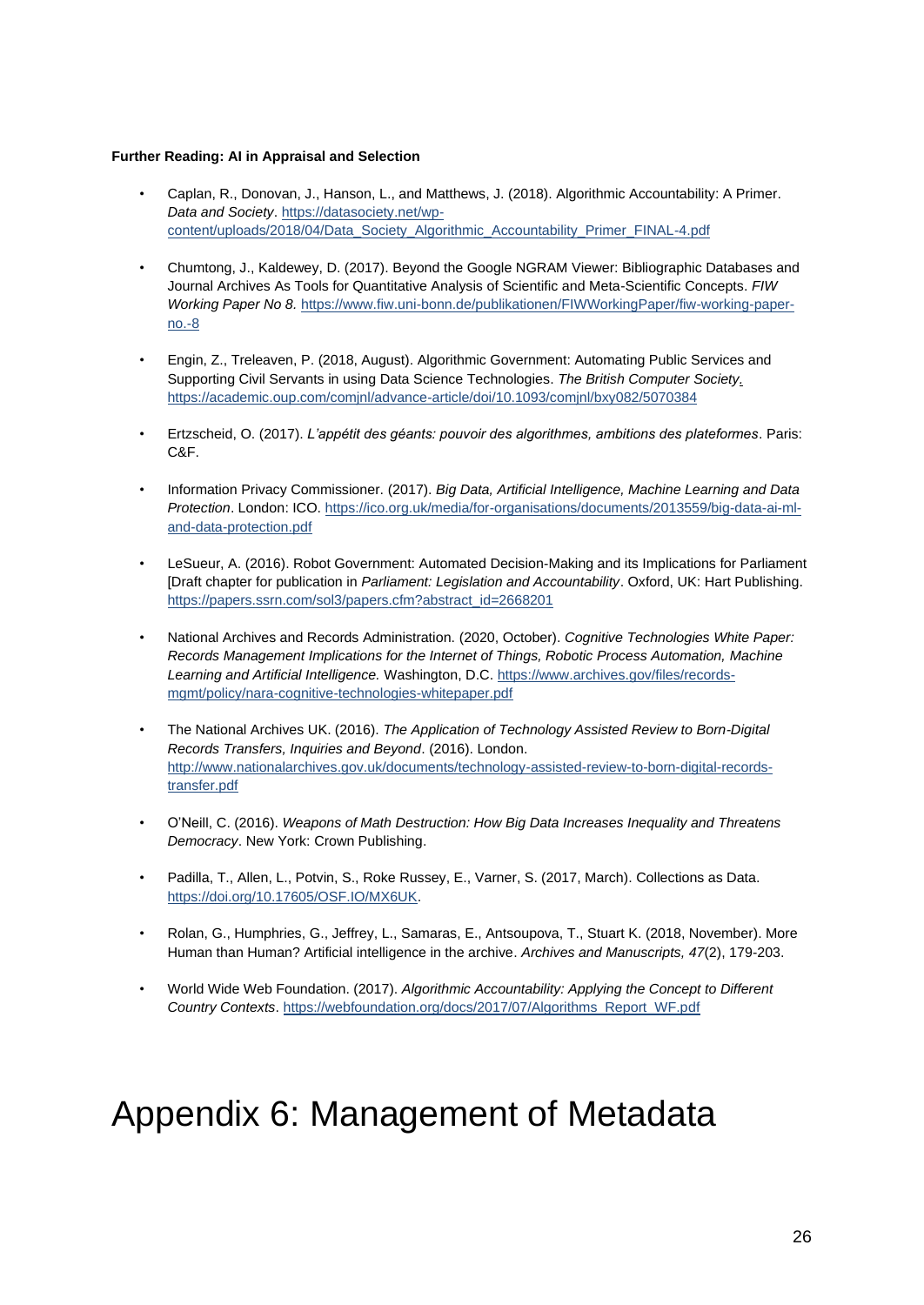**Further Reading: AI in Appraisal and Selection**

- Caplan, R., Donovan, J., Hanson, L., and Matthews, J. (2018). Algorithmic Accountability: A Primer. *Data and Society*. https://datasociety.net/wp-content/uploads/2018/04/Data_Society_Algorithmic_Accountability_Primer_FINAL-4.pdf

- Chumtong, J., Kaldewey, D. (2017). Beyond the Google NGRAM Viewer: Bibliographic Databases and Journal Archives As Tools for Quantitative Analysis of Scientific and Meta-Scientific Concepts. *FIW Working Paper No 8.* https://www.fiw.uni-bonn.de/publikationen/FIWWorkingPaper/fiw-working-paper-no.-8

- Engin, Z., Treleaven, P. (2018, August). Algorithmic Government: Automating Public Services and Supporting Civil Servants in using Data Science Technologies. *The British Computer Society*. https://academic.oup.com/comjnl/advance-article/doi/10.1093/comjnl/bxy082/5070384

- Ertzscheid, O. (2017). *L'appétit des géants: pouvoir des algorithmes, ambitions des plateformes*. Paris: C&F.

- Information Privacy Commissioner. (2017). *Big Data, Artificial Intelligence, Machine Learning and Data Protection*. London: ICO. https://ico.org.uk/media/for-organisations/documents/2013559/big-data-ai-ml-and-data-protection.pdf

- LeSueur, A. (2016). Robot Government: Automated Decision-Making and its Implications for Parliament [Draft chapter for publication in *Parliament: Legislation and Accountability*. Oxford, UK: Hart Publishing. https://papers.ssrn.com/sol3/papers.cfm?abstract_id=2668201

- National Archives and Records Administration. (2020, October). *Cognitive Technologies White Paper: Records Management Implications for the Internet of Things, Robotic Process Automation, Machine Learning and Artificial Intelligence.* Washington, D.C. https://www.archives.gov/files/records-mgmt/policy/nara-cognitive-technologies-whitepaper.pdf

- The National Archives UK. (2016). *The Application of Technology Assisted Review to Born-Digital Records Transfers, Inquiries and Beyond*. (2016). London. http://www.nationalarchives.gov.uk/documents/technology-assisted-review-to-born-digital-records-transfer.pdf

- O'Neill, C. (2016). *Weapons of Math Destruction: How Big Data Increases Inequality and Threatens Democracy*. New York: Crown Publishing.

- Padilla, T., Allen, L., Potvin, S., Roke Russey, E., Varner, S. (2017, March). Collections as Data. https://doi.org/10.17605/OSF.IO/MX6UK.

- Rolan, G., Humphries, G., Jeffrey, L., Samaras, E., Antsoupova, T., Stuart K. (2018, November). More Human than Human? Artificial intelligence in the archive. *Archives and Manuscripts, 47*(2), 179-203.

- World Wide Web Foundation. (2017). *Algorithmic Accountability: Applying the Concept to Different Country Contexts*. https://webfoundation.org/docs/2017/07/Algorithms_Report_WF.pdf

# Appendix 6: Management of Metadata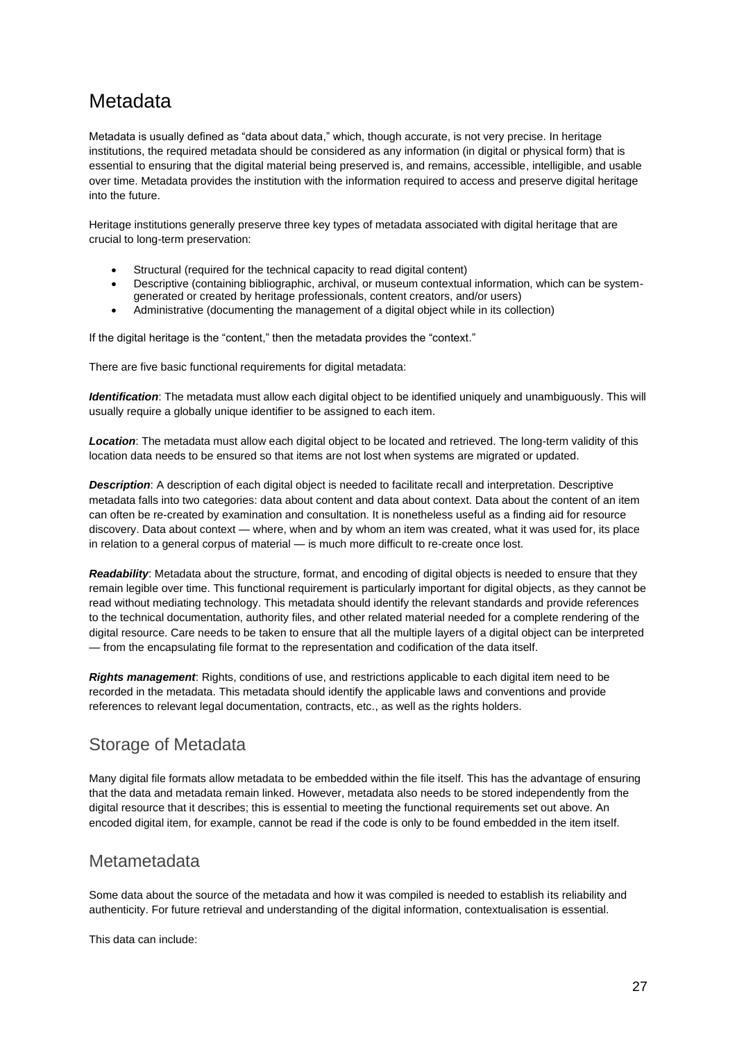# Metadata

Metadata is usually defined as "data about data," which, though accurate, is not very precise. In heritage institutions, the required metadata should be considered as any information (in digital or physical form) that is essential to ensuring that the digital material being preserved is, and remains, accessible, intelligible, and usable over time. Metadata provides the institution with the information required to access and preserve digital heritage into the future.

Heritage institutions generally preserve three key types of metadata associated with digital heritage that are crucial to long-term preservation:

- Structural (required for the technical capacity to read digital content)
- Descriptive (containing bibliographic, archival, or museum contextual information, which can be system-generated or created by heritage professionals, content creators, and/or users)
- Administrative (documenting the management of a digital object while in its collection)

If the digital heritage is the "content," then the metadata provides the "context."

There are five basic functional requirements for digital metadata:

***Identification***: The metadata must allow each digital object to be identified uniquely and unambiguously. This will usually require a globally unique identifier to be assigned to each item.

***Location***: The metadata must allow each digital object to be located and retrieved. The long-term validity of this location data needs to be ensured so that items are not lost when systems are migrated or updated.

***Description***: A description of each digital object is needed to facilitate recall and interpretation. Descriptive metadata falls into two categories: data about content and data about context. Data about the content of an item can often be re-created by examination and consultation. It is nonetheless useful as a finding aid for resource discovery. Data about context — where, when and by whom an item was created, what it was used for, its place in relation to a general corpus of material — is much more difficult to re-create once lost.

***Readability***: Metadata about the structure, format, and encoding of digital objects is needed to ensure that they remain legible over time. This functional requirement is particularly important for digital objects, as they cannot be read without mediating technology. This metadata should identify the relevant standards and provide references to the technical documentation, authority files, and other related material needed for a complete rendering of the digital resource. Care needs to be taken to ensure that all the multiple layers of a digital object can be interpreted — from the encapsulating file format to the representation and codification of the data itself.

***Rights management***: Rights, conditions of use, and restrictions applicable to each digital item need to be recorded in the metadata. This metadata should identify the applicable laws and conventions and provide references to relevant legal documentation, contracts, etc., as well as the rights holders.

## Storage of Metadata

Many digital file formats allow metadata to be embedded within the file itself. This has the advantage of ensuring that the data and metadata remain linked. However, metadata also needs to be stored independently from the digital resource that it describes; this is essential to meeting the functional requirements set out above. An encoded digital item, for example, cannot be read if the code is only to be found embedded in the item itself.

## Metametadata

Some data about the source of the metadata and how it was compiled is needed to establish its reliability and authenticity. For future retrieval and understanding of the digital information, contextualisation is essential.

This data can include: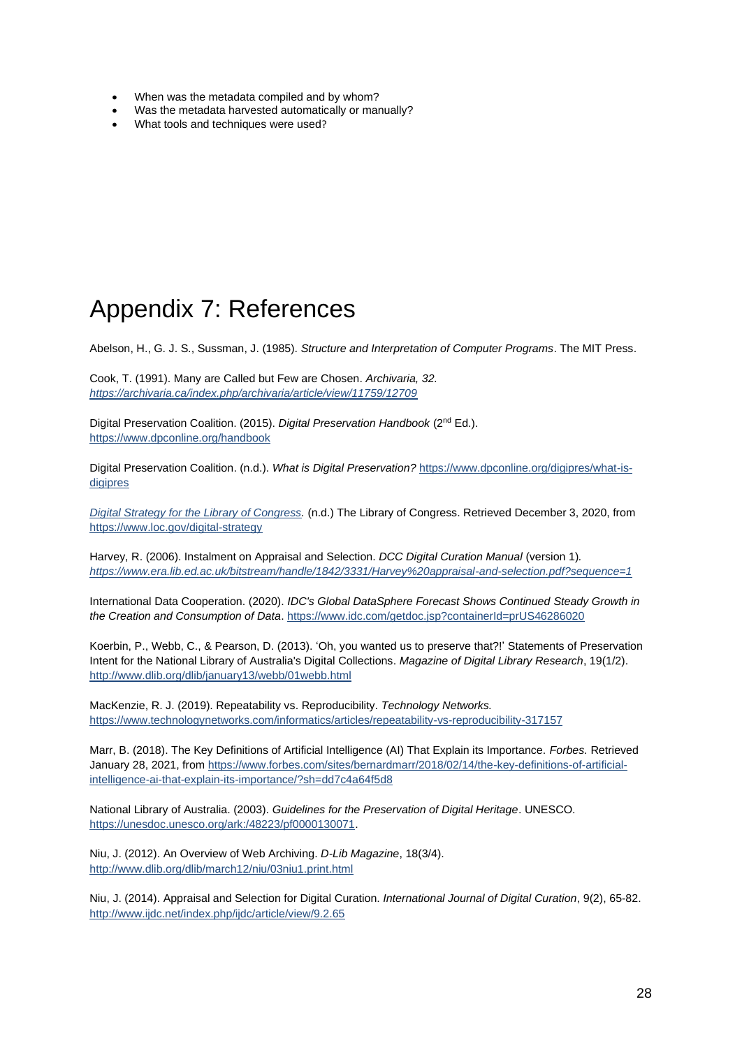- When was the metadata compiled and by whom?
- Was the metadata harvested automatically or manually?
- What tools and techniques were used?

# Appendix 7: References

Abelson, H., G. J. S., Sussman, J. (1985). *Structure and Interpretation of Computer Programs*. The MIT Press.

Cook, T. (1991). Many are Called but Few are Chosen. *Archivaria, 32.* *https://archivaria.ca/index.php/archivaria/article/view/11759/12709*

Digital Preservation Coalition. (2015). *Digital Preservation Handbook* (2nd Ed.). https://www.dpconline.org/handbook

Digital Preservation Coalition. (n.d.). *What is Digital Preservation?* https://www.dpconline.org/digipres/what-is-digipres

*Digital Strategy for the Library of Congress.* (n.d.) The Library of Congress. Retrieved December 3, 2020, from https://www.loc.gov/digital-strategy

Harvey, R. (2006). Instalment on Appraisal and Selection. *DCC Digital Curation Manual* (version 1)*.* *https://www.era.lib.ed.ac.uk/bitstream/handle/1842/3331/Harvey%20appraisal-and-selection.pdf?sequence=1*

International Data Cooperation. (2020). *IDC's Global DataSphere Forecast Shows Continued Steady Growth in the Creation and Consumption of Data*. https://www.idc.com/getdoc.jsp?containerId=prUS46286020

Koerbin, P., Webb, C., & Pearson, D. (2013). 'Oh, you wanted us to preserve that?!' Statements of Preservation Intent for the National Library of Australia's Digital Collections. *Magazine of Digital Library Research*, 19(1/2). http://www.dlib.org/dlib/january13/webb/01webb.html

MacKenzie, R. J. (2019). Repeatability vs. Reproducibility. *Technology Networks.* https://www.technologynetworks.com/informatics/articles/repeatability-vs-reproducibility-317157

Marr, B. (2018). The Key Definitions of Artificial Intelligence (AI) That Explain its Importance. *Forbes.* Retrieved January 28, 2021, from https://www.forbes.com/sites/bernardmarr/2018/02/14/the-key-definitions-of-artificial-intelligence-ai-that-explain-its-importance/?sh=dd7c4a64f5d8

National Library of Australia. (2003). *Guidelines for the Preservation of Digital Heritage*. UNESCO. https://unesdoc.unesco.org/ark:/48223/pf0000130071.

Niu, J. (2012). An Overview of Web Archiving. *D-Lib Magazine*, 18(3/4). http://www.dlib.org/dlib/march12/niu/03niu1.print.html

Niu, J. (2014). Appraisal and Selection for Digital Curation. *International Journal of Digital Curation*, 9(2), 65-82. http://www.ijdc.net/index.php/ijdc/article/view/9.2.65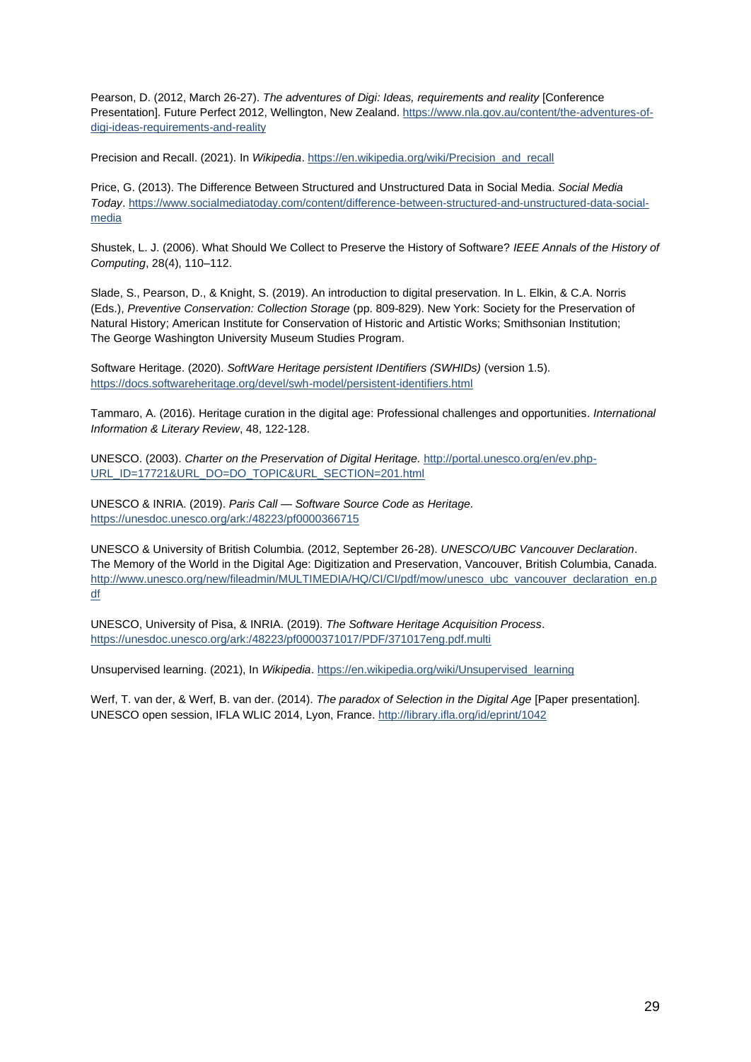Pearson, D. (2012, March 26-27). *The adventures of Digi: Ideas, requirements and reality* [Conference Presentation]. Future Perfect 2012, Wellington, New Zealand. https://www.nla.gov.au/content/the-adventures-of-digi-ideas-requirements-and-reality

Precision and Recall. (2021). In *Wikipedia*. https://en.wikipedia.org/wiki/Precision_and_recall

Price, G. (2013). The Difference Between Structured and Unstructured Data in Social Media. *Social Media Today*. https://www.socialmediatoday.com/content/difference-between-structured-and-unstructured-data-social-media

Shustek, L. J. (2006). What Should We Collect to Preserve the History of Software? *IEEE Annals of the History of Computing*, 28(4), 110–112.

Slade, S., Pearson, D., & Knight, S. (2019). An introduction to digital preservation. In L. Elkin, & C.A. Norris (Eds.), *Preventive Conservation: Collection Storage* (pp. 809-829). New York: Society for the Preservation of Natural History; American Institute for Conservation of Historic and Artistic Works; Smithsonian Institution; The George Washington University Museum Studies Program.

Software Heritage. (2020). *SoftWare Heritage persistent IDentifiers (SWHIDs)* (version 1.5). https://docs.softwareheritage.org/devel/swh-model/persistent-identifiers.html

Tammaro, A. (2016). Heritage curation in the digital age: Professional challenges and opportunities. *International Information & Literary Review*, 48, 122-128.

UNESCO. (2003). *Charter on the Preservation of Digital Heritage.* http://portal.unesco.org/en/ev.php-URL_ID=17721&URL_DO=DO_TOPIC&URL_SECTION=201.html

UNESCO & INRIA. (2019). *Paris Call — Software Source Code as Heritage*. https://unesdoc.unesco.org/ark:/48223/pf0000366715

UNESCO & University of British Columbia. (2012, September 26-28). *UNESCO/UBC Vancouver Declaration*. The Memory of the World in the Digital Age: Digitization and Preservation, Vancouver, British Columbia, Canada. http://www.unesco.org/new/fileadmin/MULTIMEDIA/HQ/CI/CI/pdf/mow/unesco_ubc_vancouver_declaration_en.pdf

UNESCO, University of Pisa, & INRIA. (2019). *The Software Heritage Acquisition Process*. https://unesdoc.unesco.org/ark:/48223/pf0000371017/PDF/371017eng.pdf.multi

Unsupervised learning. (2021), In *Wikipedia*. https://en.wikipedia.org/wiki/Unsupervised_learning

Werf, T. van der, & Werf, B. van der. (2014). *The paradox of Selection in the Digital Age* [Paper presentation]. UNESCO open session, IFLA WLIC 2014, Lyon, France. http://library.ifla.org/id/eprint/1042